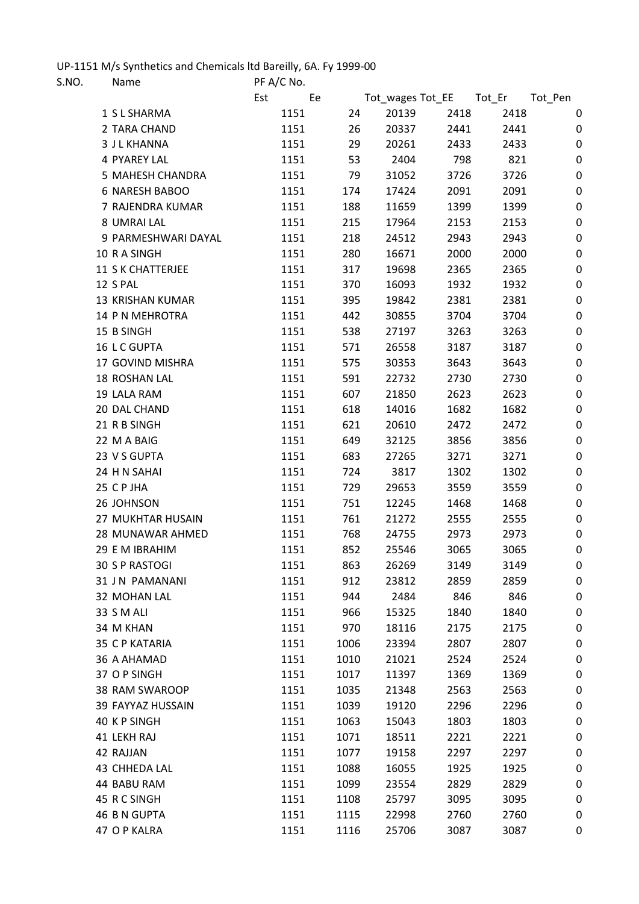UP-1151 M/s Synthetics and Chemicals ltd Bareilly, 6A. Fy 1999-00

| S.NO. | Name | PF A/C No. | | | | | |
|---|---|---|---|---|---|---|---|
| | | Est | Ee | Tot_wages | Tot_EE | Tot_Er | Tot_Pen |
| 1 | S L SHARMA | 1151 | 24 | 20139 | 2418 | 2418 | 0 |
| 2 | TARA CHAND | 1151 | 26 | 20337 | 2441 | 2441 | 0 |
| 3 | J L KHANNA | 1151 | 29 | 20261 | 2433 | 2433 | 0 |
| 4 | PYAREY LAL | 1151 | 53 | 2404 | 798 | 821 | 0 |
| 5 | MAHESH CHANDRA | 1151 | 79 | 31052 | 3726 | 3726 | 0 |
| 6 | NARESH BABOO | 1151 | 174 | 17424 | 2091 | 2091 | 0 |
| 7 | RAJENDRA KUMAR | 1151 | 188 | 11659 | 1399 | 1399 | 0 |
| 8 | UMRAI LAL | 1151 | 215 | 17964 | 2153 | 2153 | 0 |
| 9 | PARMESHWARI DAYAL | 1151 | 218 | 24512 | 2943 | 2943 | 0 |
| 10 | R A SINGH | 1151 | 280 | 16671 | 2000 | 2000 | 0 |
| 11 | S K CHATTERJEE | 1151 | 317 | 19698 | 2365 | 2365 | 0 |
| 12 | S PAL | 1151 | 370 | 16093 | 1932 | 1932 | 0 |
| 13 | KRISHAN KUMAR | 1151 | 395 | 19842 | 2381 | 2381 | 0 |
| 14 | P N MEHROTRA | 1151 | 442 | 30855 | 3704 | 3704 | 0 |
| 15 | B SINGH | 1151 | 538 | 27197 | 3263 | 3263 | 0 |
| 16 | L C GUPTA | 1151 | 571 | 26558 | 3187 | 3187 | 0 |
| 17 | GOVIND MISHRA | 1151 | 575 | 30353 | 3643 | 3643 | 0 |
| 18 | ROSHAN LAL | 1151 | 591 | 22732 | 2730 | 2730 | 0 |
| 19 | LALA RAM | 1151 | 607 | 21850 | 2623 | 2623 | 0 |
| 20 | DAL CHAND | 1151 | 618 | 14016 | 1682 | 1682 | 0 |
| 21 | R B SINGH | 1151 | 621 | 20610 | 2472 | 2472 | 0 |
| 22 | M A BAIG | 1151 | 649 | 32125 | 3856 | 3856 | 0 |
| 23 | V S GUPTA | 1151 | 683 | 27265 | 3271 | 3271 | 0 |
| 24 | H N SAHAI | 1151 | 724 | 3817 | 1302 | 1302 | 0 |
| 25 | C P JHA | 1151 | 729 | 29653 | 3559 | 3559 | 0 |
| 26 | JOHNSON | 1151 | 751 | 12245 | 1468 | 1468 | 0 |
| 27 | MUKHTAR HUSAIN | 1151 | 761 | 21272 | 2555 | 2555 | 0 |
| 28 | MUNAWAR AHMED | 1151 | 768 | 24755 | 2973 | 2973 | 0 |
| 29 | E M IBRAHIM | 1151 | 852 | 25546 | 3065 | 3065 | 0 |
| 30 | S P RASTOGI | 1151 | 863 | 26269 | 3149 | 3149 | 0 |
| 31 | J N PAMANANI | 1151 | 912 | 23812 | 2859 | 2859 | 0 |
| 32 | MOHAN LAL | 1151 | 944 | 2484 | 846 | 846 | 0 |
| 33 | S M ALI | 1151 | 966 | 15325 | 1840 | 1840 | 0 |
| 34 | M KHAN | 1151 | 970 | 18116 | 2175 | 2175 | 0 |
| 35 | C P KATARIA | 1151 | 1006 | 23394 | 2807 | 2807 | 0 |
| 36 | A AHAMAD | 1151 | 1010 | 21021 | 2524 | 2524 | 0 |
| 37 | O P SINGH | 1151 | 1017 | 11397 | 1369 | 1369 | 0 |
| 38 | RAM SWAROOP | 1151 | 1035 | 21348 | 2563 | 2563 | 0 |
| 39 | FAYYAZ HUSSAIN | 1151 | 1039 | 19120 | 2296 | 2296 | 0 |
| 40 | K P SINGH | 1151 | 1063 | 15043 | 1803 | 1803 | 0 |
| 41 | LEKH RAJ | 1151 | 1071 | 18511 | 2221 | 2221 | 0 |
| 42 | RAJJAN | 1151 | 1077 | 19158 | 2297 | 2297 | 0 |
| 43 | CHHEDA LAL | 1151 | 1088 | 16055 | 1925 | 1925 | 0 |
| 44 | BABU RAM | 1151 | 1099 | 23554 | 2829 | 2829 | 0 |
| 45 | R C SINGH | 1151 | 1108 | 25797 | 3095 | 3095 | 0 |
| 46 | B N GUPTA | 1151 | 1115 | 22998 | 2760 | 2760 | 0 |
| 47 | O P KALRA | 1151 | 1116 | 25706 | 3087 | 3087 | 0 |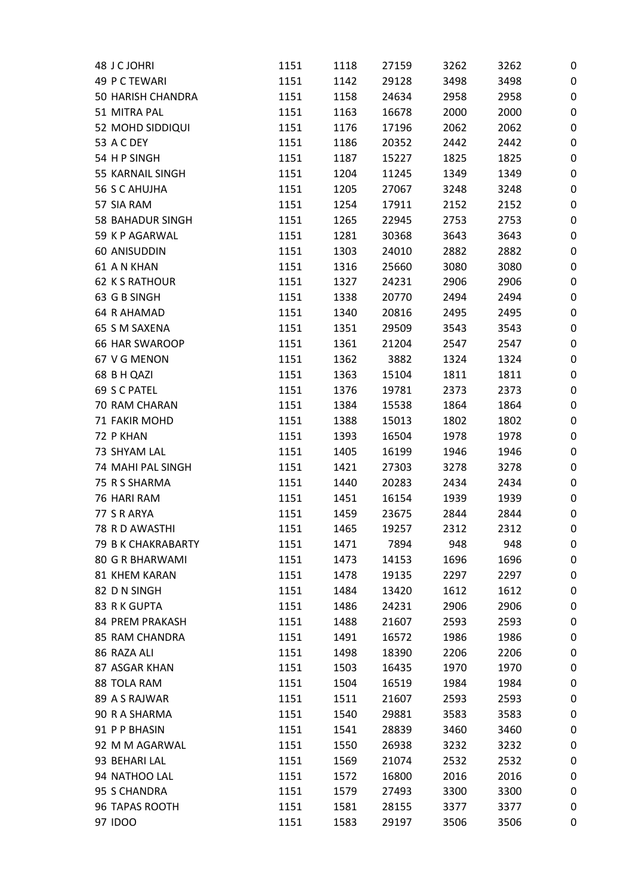| | | | | | | |
|---|---|---|---|---|---|---|
| 48 J C JOHRI | 1151 | 1118 | 27159 | 3262 | 3262 | 0 |
| 49 P C TEWARI | 1151 | 1142 | 29128 | 3498 | 3498 | 0 |
| 50 HARISH CHANDRA | 1151 | 1158 | 24634 | 2958 | 2958 | 0 |
| 51 MITRA PAL | 1151 | 1163 | 16678 | 2000 | 2000 | 0 |
| 52 MOHD SIDDIQUI | 1151 | 1176 | 17196 | 2062 | 2062 | 0 |
| 53 A C DEY | 1151 | 1186 | 20352 | 2442 | 2442 | 0 |
| 54 H P SINGH | 1151 | 1187 | 15227 | 1825 | 1825 | 0 |
| 55 KARNAIL SINGH | 1151 | 1204 | 11245 | 1349 | 1349 | 0 |
| 56 S C AHUJHA | 1151 | 1205 | 27067 | 3248 | 3248 | 0 |
| 57 SIA RAM | 1151 | 1254 | 17911 | 2152 | 2152 | 0 |
| 58 BAHADUR SINGH | 1151 | 1265 | 22945 | 2753 | 2753 | 0 |
| 59 K P AGARWAL | 1151 | 1281 | 30368 | 3643 | 3643 | 0 |
| 60 ANISUDDIN | 1151 | 1303 | 24010 | 2882 | 2882 | 0 |
| 61 A N KHAN | 1151 | 1316 | 25660 | 3080 | 3080 | 0 |
| 62 K S RATHOUR | 1151 | 1327 | 24231 | 2906 | 2906 | 0 |
| 63 G B SINGH | 1151 | 1338 | 20770 | 2494 | 2494 | 0 |
| 64 R AHAMAD | 1151 | 1340 | 20816 | 2495 | 2495 | 0 |
| 65 S M SAXENA | 1151 | 1351 | 29509 | 3543 | 3543 | 0 |
| 66 HAR SWAROOP | 1151 | 1361 | 21204 | 2547 | 2547 | 0 |
| 67 V G MENON | 1151 | 1362 | 3882 | 1324 | 1324 | 0 |
| 68 B H QAZI | 1151 | 1363 | 15104 | 1811 | 1811 | 0 |
| 69 S C PATEL | 1151 | 1376 | 19781 | 2373 | 2373 | 0 |
| 70 RAM CHARAN | 1151 | 1384 | 15538 | 1864 | 1864 | 0 |
| 71 FAKIR MOHD | 1151 | 1388 | 15013 | 1802 | 1802 | 0 |
| 72 P KHAN | 1151 | 1393 | 16504 | 1978 | 1978 | 0 |
| 73 SHYAM LAL | 1151 | 1405 | 16199 | 1946 | 1946 | 0 |
| 74 MAHI PAL SINGH | 1151 | 1421 | 27303 | 3278 | 3278 | 0 |
| 75 R S SHARMA | 1151 | 1440 | 20283 | 2434 | 2434 | 0 |
| 76 HARI RAM | 1151 | 1451 | 16154 | 1939 | 1939 | 0 |
| 77 S R ARYA | 1151 | 1459 | 23675 | 2844 | 2844 | 0 |
| 78 R D AWASTHI | 1151 | 1465 | 19257 | 2312 | 2312 | 0 |
| 79 B K CHAKRABARTY | 1151 | 1471 | 7894 | 948 | 948 | 0 |
| 80 G R BHARWAMI | 1151 | 1473 | 14153 | 1696 | 1696 | 0 |
| 81 KHEM KARAN | 1151 | 1478 | 19135 | 2297 | 2297 | 0 |
| 82 D N SINGH | 1151 | 1484 | 13420 | 1612 | 1612 | 0 |
| 83 R K GUPTA | 1151 | 1486 | 24231 | 2906 | 2906 | 0 |
| 84 PREM PRAKASH | 1151 | 1488 | 21607 | 2593 | 2593 | 0 |
| 85 RAM CHANDRA | 1151 | 1491 | 16572 | 1986 | 1986 | 0 |
| 86 RAZA ALI | 1151 | 1498 | 18390 | 2206 | 2206 | 0 |
| 87 ASGAR KHAN | 1151 | 1503 | 16435 | 1970 | 1970 | 0 |
| 88 TOLA RAM | 1151 | 1504 | 16519 | 1984 | 1984 | 0 |
| 89 A S RAJWAR | 1151 | 1511 | 21607 | 2593 | 2593 | 0 |
| 90 R A SHARMA | 1151 | 1540 | 29881 | 3583 | 3583 | 0 |
| 91 P P BHASIN | 1151 | 1541 | 28839 | 3460 | 3460 | 0 |
| 92 M M AGARWAL | 1151 | 1550 | 26938 | 3232 | 3232 | 0 |
| 93 BEHARI LAL | 1151 | 1569 | 21074 | 2532 | 2532 | 0 |
| 94 NATHOO LAL | 1151 | 1572 | 16800 | 2016 | 2016 | 0 |
| 95 S CHANDRA | 1151 | 1579 | 27493 | 3300 | 3300 | 0 |
| 96 TAPAS ROOTH | 1151 | 1581 | 28155 | 3377 | 3377 | 0 |
| 97 IDOO | 1151 | 1583 | 29197 | 3506 | 3506 | 0 |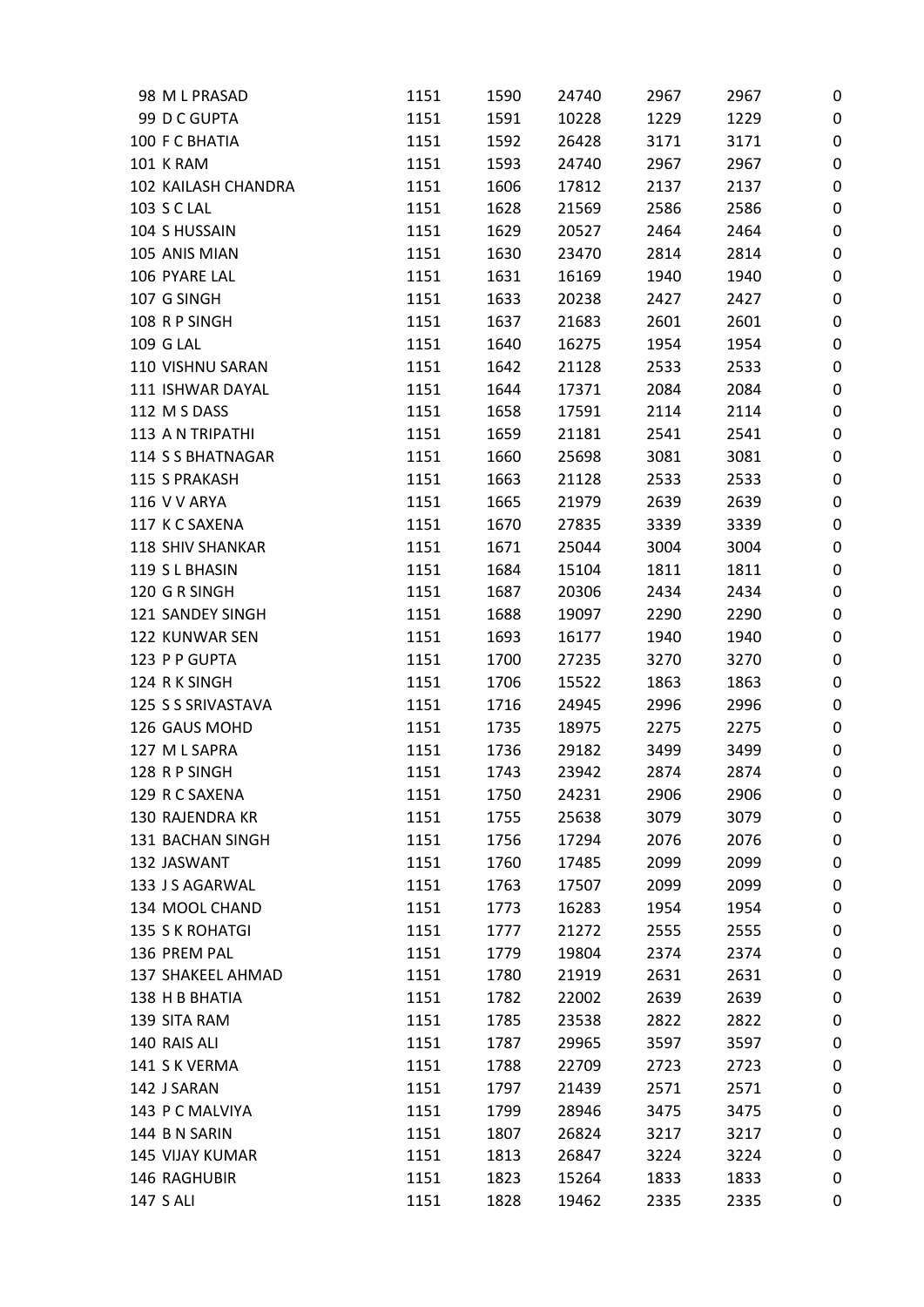| | | | | | | |
|---|---|---|---|---|---|---|
| 98 | M L PRASAD | 1151 | 1590 | 24740 | 2967 | 2967 | 0 |
| 99 | D C GUPTA | 1151 | 1591 | 10228 | 1229 | 1229 | 0 |
| 100 | F C BHATIA | 1151 | 1592 | 26428 | 3171 | 3171 | 0 |
| 101 | K RAM | 1151 | 1593 | 24740 | 2967 | 2967 | 0 |
| 102 | KAILASH CHANDRA | 1151 | 1606 | 17812 | 2137 | 2137 | 0 |
| 103 | S C LAL | 1151 | 1628 | 21569 | 2586 | 2586 | 0 |
| 104 | S HUSSAIN | 1151 | 1629 | 20527 | 2464 | 2464 | 0 |
| 105 | ANIS MIAN | 1151 | 1630 | 23470 | 2814 | 2814 | 0 |
| 106 | PYARE LAL | 1151 | 1631 | 16169 | 1940 | 1940 | 0 |
| 107 | G SINGH | 1151 | 1633 | 20238 | 2427 | 2427 | 0 |
| 108 | R P SINGH | 1151 | 1637 | 21683 | 2601 | 2601 | 0 |
| 109 | G LAL | 1151 | 1640 | 16275 | 1954 | 1954 | 0 |
| 110 | VISHNU SARAN | 1151 | 1642 | 21128 | 2533 | 2533 | 0 |
| 111 | ISHWAR DAYAL | 1151 | 1644 | 17371 | 2084 | 2084 | 0 |
| 112 | M S DASS | 1151 | 1658 | 17591 | 2114 | 2114 | 0 |
| 113 | A N TRIPATHI | 1151 | 1659 | 21181 | 2541 | 2541 | 0 |
| 114 | S S BHATNAGAR | 1151 | 1660 | 25698 | 3081 | 3081 | 0 |
| 115 | S PRAKASH | 1151 | 1663 | 21128 | 2533 | 2533 | 0 |
| 116 | V V ARYA | 1151 | 1665 | 21979 | 2639 | 2639 | 0 |
| 117 | K C SAXENA | 1151 | 1670 | 27835 | 3339 | 3339 | 0 |
| 118 | SHIV SHANKAR | 1151 | 1671 | 25044 | 3004 | 3004 | 0 |
| 119 | S L BHASIN | 1151 | 1684 | 15104 | 1811 | 1811 | 0 |
| 120 | G R SINGH | 1151 | 1687 | 20306 | 2434 | 2434 | 0 |
| 121 | SANDEY SINGH | 1151 | 1688 | 19097 | 2290 | 2290 | 0 |
| 122 | KUNWAR SEN | 1151 | 1693 | 16177 | 1940 | 1940 | 0 |
| 123 | P P GUPTA | 1151 | 1700 | 27235 | 3270 | 3270 | 0 |
| 124 | R K SINGH | 1151 | 1706 | 15522 | 1863 | 1863 | 0 |
| 125 | S S SRIVASTAVA | 1151 | 1716 | 24945 | 2996 | 2996 | 0 |
| 126 | GAUS MOHD | 1151 | 1735 | 18975 | 2275 | 2275 | 0 |
| 127 | M L SAPRA | 1151 | 1736 | 29182 | 3499 | 3499 | 0 |
| 128 | R P SINGH | 1151 | 1743 | 23942 | 2874 | 2874 | 0 |
| 129 | R C SAXENA | 1151 | 1750 | 24231 | 2906 | 2906 | 0 |
| 130 | RAJENDRA KR | 1151 | 1755 | 25638 | 3079 | 3079 | 0 |
| 131 | BACHAN SINGH | 1151 | 1756 | 17294 | 2076 | 2076 | 0 |
| 132 | JASWANT | 1151 | 1760 | 17485 | 2099 | 2099 | 0 |
| 133 | J S AGARWAL | 1151 | 1763 | 17507 | 2099 | 2099 | 0 |
| 134 | MOOL CHAND | 1151 | 1773 | 16283 | 1954 | 1954 | 0 |
| 135 | S K ROHATGI | 1151 | 1777 | 21272 | 2555 | 2555 | 0 |
| 136 | PREM PAL | 1151 | 1779 | 19804 | 2374 | 2374 | 0 |
| 137 | SHAKEEL AHMAD | 1151 | 1780 | 21919 | 2631 | 2631 | 0 |
| 138 | H B BHATIA | 1151 | 1782 | 22002 | 2639 | 2639 | 0 |
| 139 | SITA RAM | 1151 | 1785 | 23538 | 2822 | 2822 | 0 |
| 140 | RAIS ALI | 1151 | 1787 | 29965 | 3597 | 3597 | 0 |
| 141 | S K VERMA | 1151 | 1788 | 22709 | 2723 | 2723 | 0 |
| 142 | J SARAN | 1151 | 1797 | 21439 | 2571 | 2571 | 0 |
| 143 | P C MALVIYA | 1151 | 1799 | 28946 | 3475 | 3475 | 0 |
| 144 | B N SARIN | 1151 | 1807 | 26824 | 3217 | 3217 | 0 |
| 145 | VIJAY KUMAR | 1151 | 1813 | 26847 | 3224 | 3224 | 0 |
| 146 | RAGHUBIR | 1151 | 1823 | 15264 | 1833 | 1833 | 0 |
| 147 | S ALI | 1151 | 1828 | 19462 | 2335 | 2335 | 0 |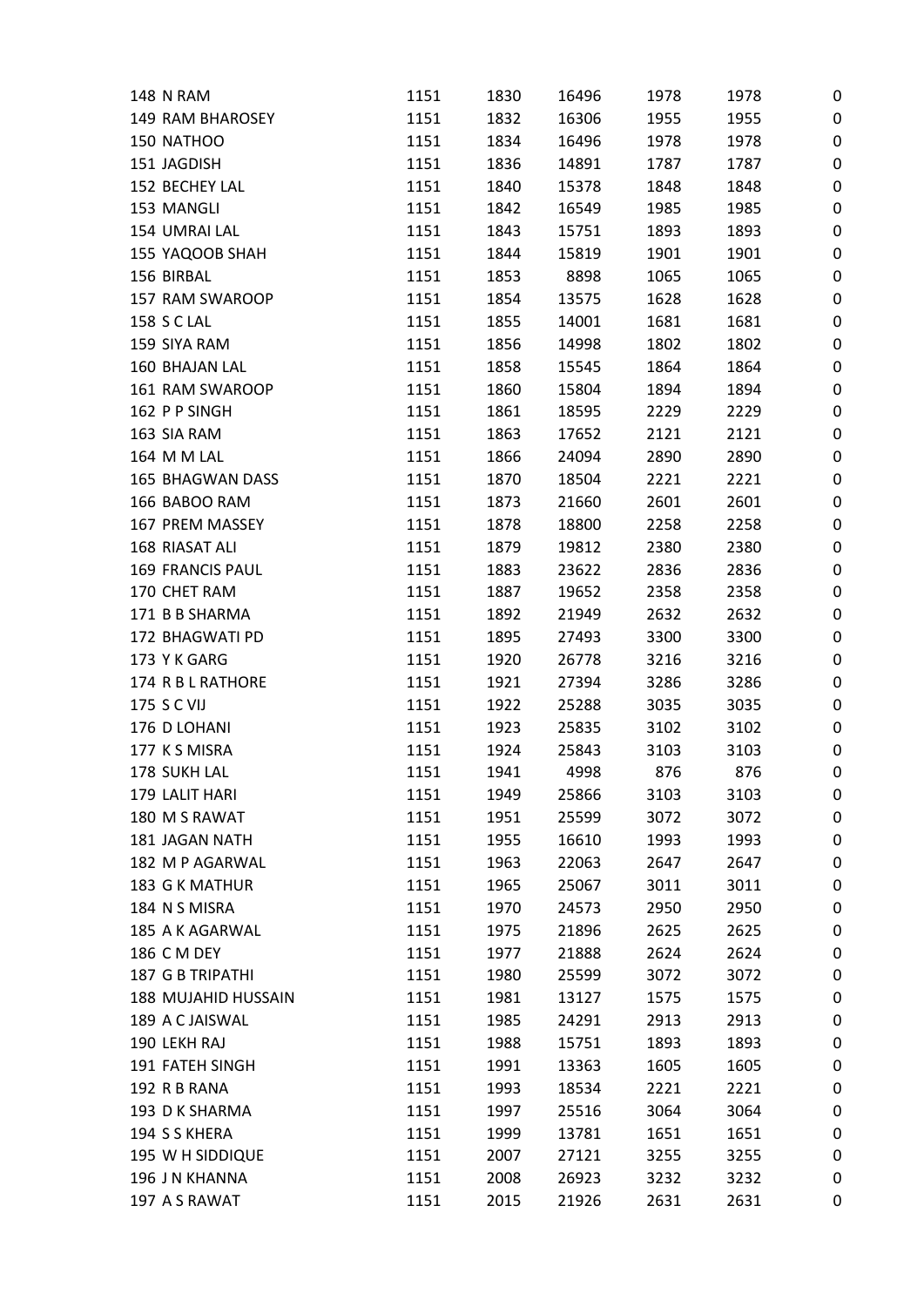| | | | | | | |
|---|---|---|---|---|---|---|
| 148 N RAM | 1151 | 1830 | 16496 | 1978 | 1978 | 0 |
| 149 RAM BHAROSEY | 1151 | 1832 | 16306 | 1955 | 1955 | 0 |
| 150 NATHOO | 1151 | 1834 | 16496 | 1978 | 1978 | 0 |
| 151 JAGDISH | 1151 | 1836 | 14891 | 1787 | 1787 | 0 |
| 152 BECHEY LAL | 1151 | 1840 | 15378 | 1848 | 1848 | 0 |
| 153 MANGLI | 1151 | 1842 | 16549 | 1985 | 1985 | 0 |
| 154 UMRAI LAL | 1151 | 1843 | 15751 | 1893 | 1893 | 0 |
| 155 YAQOOB SHAH | 1151 | 1844 | 15819 | 1901 | 1901 | 0 |
| 156 BIRBAL | 1151 | 1853 | 8898 | 1065 | 1065 | 0 |
| 157 RAM SWAROOP | 1151 | 1854 | 13575 | 1628 | 1628 | 0 |
| 158 S C LAL | 1151 | 1855 | 14001 | 1681 | 1681 | 0 |
| 159 SIYA RAM | 1151 | 1856 | 14998 | 1802 | 1802 | 0 |
| 160 BHAJAN LAL | 1151 | 1858 | 15545 | 1864 | 1864 | 0 |
| 161 RAM SWAROOP | 1151 | 1860 | 15804 | 1894 | 1894 | 0 |
| 162 P P SINGH | 1151 | 1861 | 18595 | 2229 | 2229 | 0 |
| 163 SIA RAM | 1151 | 1863 | 17652 | 2121 | 2121 | 0 |
| 164 M M LAL | 1151 | 1866 | 24094 | 2890 | 2890 | 0 |
| 165 BHAGWAN DASS | 1151 | 1870 | 18504 | 2221 | 2221 | 0 |
| 166 BABOO RAM | 1151 | 1873 | 21660 | 2601 | 2601 | 0 |
| 167 PREM MASSEY | 1151 | 1878 | 18800 | 2258 | 2258 | 0 |
| 168 RIASAT ALI | 1151 | 1879 | 19812 | 2380 | 2380 | 0 |
| 169 FRANCIS PAUL | 1151 | 1883 | 23622 | 2836 | 2836 | 0 |
| 170 CHET RAM | 1151 | 1887 | 19652 | 2358 | 2358 | 0 |
| 171 B B SHARMA | 1151 | 1892 | 21949 | 2632 | 2632 | 0 |
| 172 BHAGWATI PD | 1151 | 1895 | 27493 | 3300 | 3300 | 0 |
| 173 Y K GARG | 1151 | 1920 | 26778 | 3216 | 3216 | 0 |
| 174 R B L RATHORE | 1151 | 1921 | 27394 | 3286 | 3286 | 0 |
| 175 S C VIJ | 1151 | 1922 | 25288 | 3035 | 3035 | 0 |
| 176 D LOHANI | 1151 | 1923 | 25835 | 3102 | 3102 | 0 |
| 177 K S MISRA | 1151 | 1924 | 25843 | 3103 | 3103 | 0 |
| 178 SUKH LAL | 1151 | 1941 | 4998 | 876 | 876 | 0 |
| 179 LALIT HARI | 1151 | 1949 | 25866 | 3103 | 3103 | 0 |
| 180 M S RAWAT | 1151 | 1951 | 25599 | 3072 | 3072 | 0 |
| 181 JAGAN NATH | 1151 | 1955 | 16610 | 1993 | 1993 | 0 |
| 182 M P AGARWAL | 1151 | 1963 | 22063 | 2647 | 2647 | 0 |
| 183 G K MATHUR | 1151 | 1965 | 25067 | 3011 | 3011 | 0 |
| 184 N S MISRA | 1151 | 1970 | 24573 | 2950 | 2950 | 0 |
| 185 A K AGARWAL | 1151 | 1975 | 21896 | 2625 | 2625 | 0 |
| 186 C M DEY | 1151 | 1977 | 21888 | 2624 | 2624 | 0 |
| 187 G B TRIPATHI | 1151 | 1980 | 25599 | 3072 | 3072 | 0 |
| 188 MUJAHID HUSSAIN | 1151 | 1981 | 13127 | 1575 | 1575 | 0 |
| 189 A C JAISWAL | 1151 | 1985 | 24291 | 2913 | 2913 | 0 |
| 190 LEKH RAJ | 1151 | 1988 | 15751 | 1893 | 1893 | 0 |
| 191 FATEH SINGH | 1151 | 1991 | 13363 | 1605 | 1605 | 0 |
| 192 R B RANA | 1151 | 1993 | 18534 | 2221 | 2221 | 0 |
| 193 D K SHARMA | 1151 | 1997 | 25516 | 3064 | 3064 | 0 |
| 194 S S KHERA | 1151 | 1999 | 13781 | 1651 | 1651 | 0 |
| 195 W H SIDDIQUE | 1151 | 2007 | 27121 | 3255 | 3255 | 0 |
| 196 J N KHANNA | 1151 | 2008 | 26923 | 3232 | 3232 | 0 |
| 197 A S RAWAT | 1151 | 2015 | 21926 | 2631 | 2631 | 0 |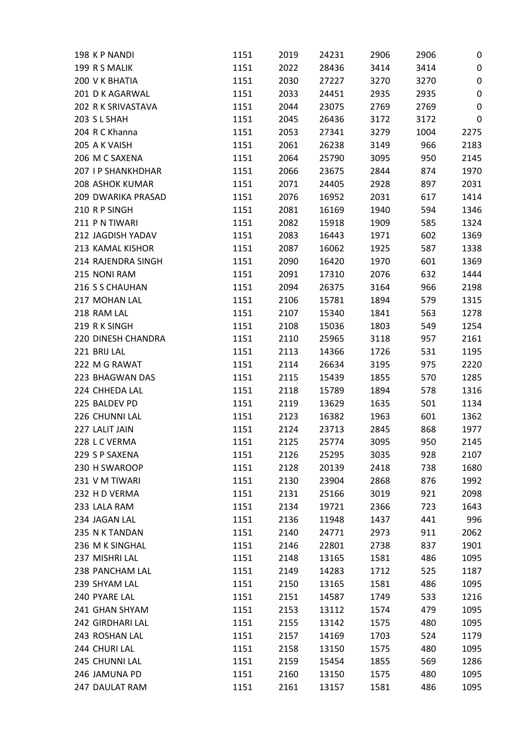| | | | | | | | |
|---|---|---|---|---|---|---|---|
| 198 | K P NANDI | 1151 | 2019 | 24231 | 2906 | 2906 | 0 |
| 199 | R S MALIK | 1151 | 2022 | 28436 | 3414 | 3414 | 0 |
| 200 | V K BHATIA | 1151 | 2030 | 27227 | 3270 | 3270 | 0 |
| 201 | D K AGARWAL | 1151 | 2033 | 24451 | 2935 | 2935 | 0 |
| 202 | R K SRIVASTAVA | 1151 | 2044 | 23075 | 2769 | 2769 | 0 |
| 203 | S L SHAH | 1151 | 2045 | 26436 | 3172 | 3172 | 0 |
| 204 | R C Khanna | 1151 | 2053 | 27341 | 3279 | 1004 | 2275 |
| 205 | A K VAISH | 1151 | 2061 | 26238 | 3149 | 966 | 2183 |
| 206 | M C SAXENA | 1151 | 2064 | 25790 | 3095 | 950 | 2145 |
| 207 | I P SHANKHDHAR | 1151 | 2066 | 23675 | 2844 | 874 | 1970 |
| 208 | ASHOK KUMAR | 1151 | 2071 | 24405 | 2928 | 897 | 2031 |
| 209 | DWARIKA PRASAD | 1151 | 2076 | 16952 | 2031 | 617 | 1414 |
| 210 | R P SINGH | 1151 | 2081 | 16169 | 1940 | 594 | 1346 |
| 211 | P N TIWARI | 1151 | 2082 | 15918 | 1909 | 585 | 1324 |
| 212 | JAGDISH YADAV | 1151 | 2083 | 16443 | 1971 | 602 | 1369 |
| 213 | KAMAL KISHOR | 1151 | 2087 | 16062 | 1925 | 587 | 1338 |
| 214 | RAJENDRA SINGH | 1151 | 2090 | 16420 | 1970 | 601 | 1369 |
| 215 | NONI RAM | 1151 | 2091 | 17310 | 2076 | 632 | 1444 |
| 216 | S S CHAUHAN | 1151 | 2094 | 26375 | 3164 | 966 | 2198 |
| 217 | MOHAN LAL | 1151 | 2106 | 15781 | 1894 | 579 | 1315 |
| 218 | RAM LAL | 1151 | 2107 | 15340 | 1841 | 563 | 1278 |
| 219 | R K SINGH | 1151 | 2108 | 15036 | 1803 | 549 | 1254 |
| 220 | DINESH CHANDRA | 1151 | 2110 | 25965 | 3118 | 957 | 2161 |
| 221 | BRIJ LAL | 1151 | 2113 | 14366 | 1726 | 531 | 1195 |
| 222 | M G RAWAT | 1151 | 2114 | 26634 | 3195 | 975 | 2220 |
| 223 | BHAGWAN DAS | 1151 | 2115 | 15439 | 1855 | 570 | 1285 |
| 224 | CHHEDA LAL | 1151 | 2118 | 15789 | 1894 | 578 | 1316 |
| 225 | BALDEV PD | 1151 | 2119 | 13629 | 1635 | 501 | 1134 |
| 226 | CHUNNI LAL | 1151 | 2123 | 16382 | 1963 | 601 | 1362 |
| 227 | LALIT JAIN | 1151 | 2124 | 23713 | 2845 | 868 | 1977 |
| 228 | L C VERMA | 1151 | 2125 | 25774 | 3095 | 950 | 2145 |
| 229 | S P SAXENA | 1151 | 2126 | 25295 | 3035 | 928 | 2107 |
| 230 | H SWAROOP | 1151 | 2128 | 20139 | 2418 | 738 | 1680 |
| 231 | V M TIWARI | 1151 | 2130 | 23904 | 2868 | 876 | 1992 |
| 232 | H D VERMA | 1151 | 2131 | 25166 | 3019 | 921 | 2098 |
| 233 | LALA RAM | 1151 | 2134 | 19721 | 2366 | 723 | 1643 |
| 234 | JAGAN LAL | 1151 | 2136 | 11948 | 1437 | 441 | 996 |
| 235 | N K TANDAN | 1151 | 2140 | 24771 | 2973 | 911 | 2062 |
| 236 | M K SINGHAL | 1151 | 2146 | 22801 | 2738 | 837 | 1901 |
| 237 | MISHRI LAL | 1151 | 2148 | 13165 | 1581 | 486 | 1095 |
| 238 | PANCHAM LAL | 1151 | 2149 | 14283 | 1712 | 525 | 1187 |
| 239 | SHYAM LAL | 1151 | 2150 | 13165 | 1581 | 486 | 1095 |
| 240 | PYARE LAL | 1151 | 2151 | 14587 | 1749 | 533 | 1216 |
| 241 | GHAN SHYAM | 1151 | 2153 | 13112 | 1574 | 479 | 1095 |
| 242 | GIRDHARI LAL | 1151 | 2155 | 13142 | 1575 | 480 | 1095 |
| 243 | ROSHAN LAL | 1151 | 2157 | 14169 | 1703 | 524 | 1179 |
| 244 | CHURI LAL | 1151 | 2158 | 13150 | 1575 | 480 | 1095 |
| 245 | CHUNNI LAL | 1151 | 2159 | 15454 | 1855 | 569 | 1286 |
| 246 | JAMUNA PD | 1151 | 2160 | 13150 | 1575 | 480 | 1095 |
| 247 | DAULAT RAM | 1151 | 2161 | 13157 | 1581 | 486 | 1095 |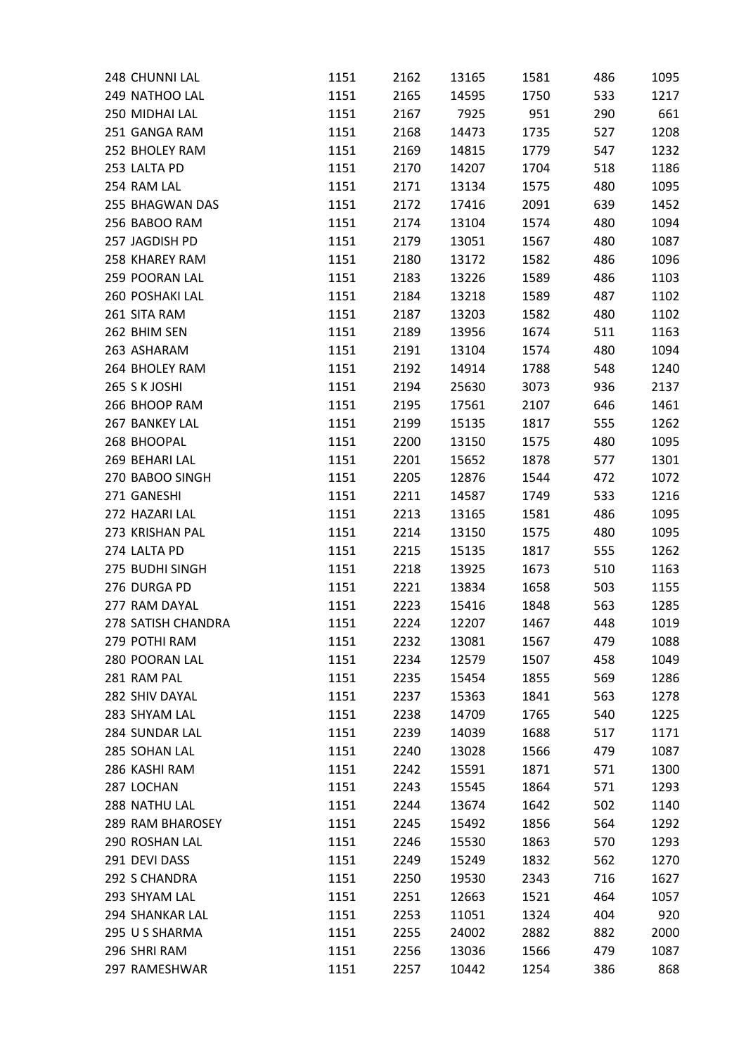| | | | | | | |
|---|---|---|---|---|---|---|
| 248 CHUNNI LAL | 1151 | 2162 | 13165 | 1581 | 486 | 1095 |
| 249 NATHOO LAL | 1151 | 2165 | 14595 | 1750 | 533 | 1217 |
| 250 MIDHAI LAL | 1151 | 2167 | 7925 | 951 | 290 | 661 |
| 251 GANGA RAM | 1151 | 2168 | 14473 | 1735 | 527 | 1208 |
| 252 BHOLEY RAM | 1151 | 2169 | 14815 | 1779 | 547 | 1232 |
| 253 LALTA PD | 1151 | 2170 | 14207 | 1704 | 518 | 1186 |
| 254 RAM LAL | 1151 | 2171 | 13134 | 1575 | 480 | 1095 |
| 255 BHAGWAN DAS | 1151 | 2172 | 17416 | 2091 | 639 | 1452 |
| 256 BABOO RAM | 1151 | 2174 | 13104 | 1574 | 480 | 1094 |
| 257 JAGDISH PD | 1151 | 2179 | 13051 | 1567 | 480 | 1087 |
| 258 KHAREY RAM | 1151 | 2180 | 13172 | 1582 | 486 | 1096 |
| 259 POORAN LAL | 1151 | 2183 | 13226 | 1589 | 486 | 1103 |
| 260 POSHAKI LAL | 1151 | 2184 | 13218 | 1589 | 487 | 1102 |
| 261 SITA RAM | 1151 | 2187 | 13203 | 1582 | 480 | 1102 |
| 262 BHIM SEN | 1151 | 2189 | 13956 | 1674 | 511 | 1163 |
| 263 ASHARAM | 1151 | 2191 | 13104 | 1574 | 480 | 1094 |
| 264 BHOLEY RAM | 1151 | 2192 | 14914 | 1788 | 548 | 1240 |
| 265 S K JOSHI | 1151 | 2194 | 25630 | 3073 | 936 | 2137 |
| 266 BHOOP RAM | 1151 | 2195 | 17561 | 2107 | 646 | 1461 |
| 267 BANKEY LAL | 1151 | 2199 | 15135 | 1817 | 555 | 1262 |
| 268 BHOOPAL | 1151 | 2200 | 13150 | 1575 | 480 | 1095 |
| 269 BEHARI LAL | 1151 | 2201 | 15652 | 1878 | 577 | 1301 |
| 270 BABOO SINGH | 1151 | 2205 | 12876 | 1544 | 472 | 1072 |
| 271 GANESHI | 1151 | 2211 | 14587 | 1749 | 533 | 1216 |
| 272 HAZARI LAL | 1151 | 2213 | 13165 | 1581 | 486 | 1095 |
| 273 KRISHAN PAL | 1151 | 2214 | 13150 | 1575 | 480 | 1095 |
| 274 LALTA PD | 1151 | 2215 | 15135 | 1817 | 555 | 1262 |
| 275 BUDHI SINGH | 1151 | 2218 | 13925 | 1673 | 510 | 1163 |
| 276 DURGA PD | 1151 | 2221 | 13834 | 1658 | 503 | 1155 |
| 277 RAM DAYAL | 1151 | 2223 | 15416 | 1848 | 563 | 1285 |
| 278 SATISH CHANDRA | 1151 | 2224 | 12207 | 1467 | 448 | 1019 |
| 279 POTHI RAM | 1151 | 2232 | 13081 | 1567 | 479 | 1088 |
| 280 POORAN LAL | 1151 | 2234 | 12579 | 1507 | 458 | 1049 |
| 281 RAM PAL | 1151 | 2235 | 15454 | 1855 | 569 | 1286 |
| 282 SHIV DAYAL | 1151 | 2237 | 15363 | 1841 | 563 | 1278 |
| 283 SHYAM LAL | 1151 | 2238 | 14709 | 1765 | 540 | 1225 |
| 284 SUNDAR LAL | 1151 | 2239 | 14039 | 1688 | 517 | 1171 |
| 285 SOHAN LAL | 1151 | 2240 | 13028 | 1566 | 479 | 1087 |
| 286 KASHI RAM | 1151 | 2242 | 15591 | 1871 | 571 | 1300 |
| 287 LOCHAN | 1151 | 2243 | 15545 | 1864 | 571 | 1293 |
| 288 NATHU LAL | 1151 | 2244 | 13674 | 1642 | 502 | 1140 |
| 289 RAM BHAROSEY | 1151 | 2245 | 15492 | 1856 | 564 | 1292 |
| 290 ROSHAN LAL | 1151 | 2246 | 15530 | 1863 | 570 | 1293 |
| 291 DEVI DASS | 1151 | 2249 | 15249 | 1832 | 562 | 1270 |
| 292 S CHANDRA | 1151 | 2250 | 19530 | 2343 | 716 | 1627 |
| 293 SHYAM LAL | 1151 | 2251 | 12663 | 1521 | 464 | 1057 |
| 294 SHANKAR LAL | 1151 | 2253 | 11051 | 1324 | 404 | 920 |
| 295 U S SHARMA | 1151 | 2255 | 24002 | 2882 | 882 | 2000 |
| 296 SHRI RAM | 1151 | 2256 | 13036 | 1566 | 479 | 1087 |
| 297 RAMESHWAR | 1151 | 2257 | 10442 | 1254 | 386 | 868 |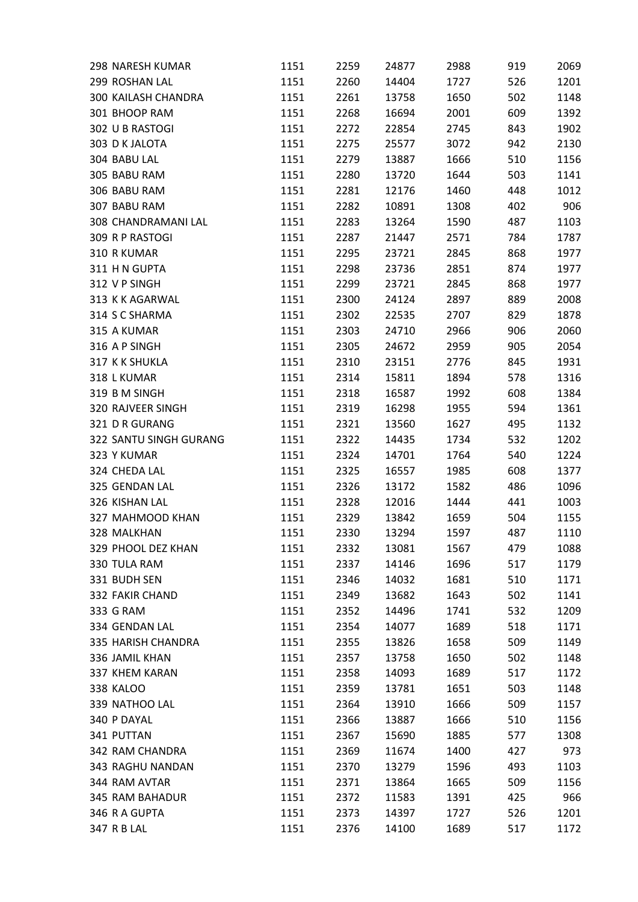| | | | | | | | |
|---|---|---|---|---|---|---|---|
| 298 | NARESH KUMAR | 1151 | 2259 | 24877 | 2988 | 919 | 2069 |
| 299 | ROSHAN LAL | 1151 | 2260 | 14404 | 1727 | 526 | 1201 |
| 300 | KAILASH CHANDRA | 1151 | 2261 | 13758 | 1650 | 502 | 1148 |
| 301 | BHOOP RAM | 1151 | 2268 | 16694 | 2001 | 609 | 1392 |
| 302 | U B RASTOGI | 1151 | 2272 | 22854 | 2745 | 843 | 1902 |
| 303 | D K JALOTA | 1151 | 2275 | 25577 | 3072 | 942 | 2130 |
| 304 | BABU LAL | 1151 | 2279 | 13887 | 1666 | 510 | 1156 |
| 305 | BABU RAM | 1151 | 2280 | 13720 | 1644 | 503 | 1141 |
| 306 | BABU RAM | 1151 | 2281 | 12176 | 1460 | 448 | 1012 |
| 307 | BABU RAM | 1151 | 2282 | 10891 | 1308 | 402 | 906 |
| 308 | CHANDRAMANI LAL | 1151 | 2283 | 13264 | 1590 | 487 | 1103 |
| 309 | R P RASTOGI | 1151 | 2287 | 21447 | 2571 | 784 | 1787 |
| 310 | R KUMAR | 1151 | 2295 | 23721 | 2845 | 868 | 1977 |
| 311 | H N GUPTA | 1151 | 2298 | 23736 | 2851 | 874 | 1977 |
| 312 | V P SINGH | 1151 | 2299 | 23721 | 2845 | 868 | 1977 |
| 313 | K K AGARWAL | 1151 | 2300 | 24124 | 2897 | 889 | 2008 |
| 314 | S C SHARMA | 1151 | 2302 | 22535 | 2707 | 829 | 1878 |
| 315 | A KUMAR | 1151 | 2303 | 24710 | 2966 | 906 | 2060 |
| 316 | A P SINGH | 1151 | 2305 | 24672 | 2959 | 905 | 2054 |
| 317 | K K SHUKLA | 1151 | 2310 | 23151 | 2776 | 845 | 1931 |
| 318 | L KUMAR | 1151 | 2314 | 15811 | 1894 | 578 | 1316 |
| 319 | B M SINGH | 1151 | 2318 | 16587 | 1992 | 608 | 1384 |
| 320 | RAJVEER SINGH | 1151 | 2319 | 16298 | 1955 | 594 | 1361 |
| 321 | D R GURANG | 1151 | 2321 | 13560 | 1627 | 495 | 1132 |
| 322 | SANTU SINGH GURANG | 1151 | 2322 | 14435 | 1734 | 532 | 1202 |
| 323 | Y KUMAR | 1151 | 2324 | 14701 | 1764 | 540 | 1224 |
| 324 | CHEDA LAL | 1151 | 2325 | 16557 | 1985 | 608 | 1377 |
| 325 | GENDAN LAL | 1151 | 2326 | 13172 | 1582 | 486 | 1096 |
| 326 | KISHAN LAL | 1151 | 2328 | 12016 | 1444 | 441 | 1003 |
| 327 | MAHMOOD KHAN | 1151 | 2329 | 13842 | 1659 | 504 | 1155 |
| 328 | MALKHAN | 1151 | 2330 | 13294 | 1597 | 487 | 1110 |
| 329 | PHOOL DEZ KHAN | 1151 | 2332 | 13081 | 1567 | 479 | 1088 |
| 330 | TULA RAM | 1151 | 2337 | 14146 | 1696 | 517 | 1179 |
| 331 | BUDH SEN | 1151 | 2346 | 14032 | 1681 | 510 | 1171 |
| 332 | FAKIR CHAND | 1151 | 2349 | 13682 | 1643 | 502 | 1141 |
| 333 | G RAM | 1151 | 2352 | 14496 | 1741 | 532 | 1209 |
| 334 | GENDAN LAL | 1151 | 2354 | 14077 | 1689 | 518 | 1171 |
| 335 | HARISH CHANDRA | 1151 | 2355 | 13826 | 1658 | 509 | 1149 |
| 336 | JAMIL KHAN | 1151 | 2357 | 13758 | 1650 | 502 | 1148 |
| 337 | KHEM KARAN | 1151 | 2358 | 14093 | 1689 | 517 | 1172 |
| 338 | KALOO | 1151 | 2359 | 13781 | 1651 | 503 | 1148 |
| 339 | NATHOO LAL | 1151 | 2364 | 13910 | 1666 | 509 | 1157 |
| 340 | P DAYAL | 1151 | 2366 | 13887 | 1666 | 510 | 1156 |
| 341 | PUTTAN | 1151 | 2367 | 15690 | 1885 | 577 | 1308 |
| 342 | RAM CHANDRA | 1151 | 2369 | 11674 | 1400 | 427 | 973 |
| 343 | RAGHU NANDAN | 1151 | 2370 | 13279 | 1596 | 493 | 1103 |
| 344 | RAM AVTAR | 1151 | 2371 | 13864 | 1665 | 509 | 1156 |
| 345 | RAM BAHADUR | 1151 | 2372 | 11583 | 1391 | 425 | 966 |
| 346 | R A GUPTA | 1151 | 2373 | 14397 | 1727 | 526 | 1201 |
| 347 | R B LAL | 1151 | 2376 | 14100 | 1689 | 517 | 1172 |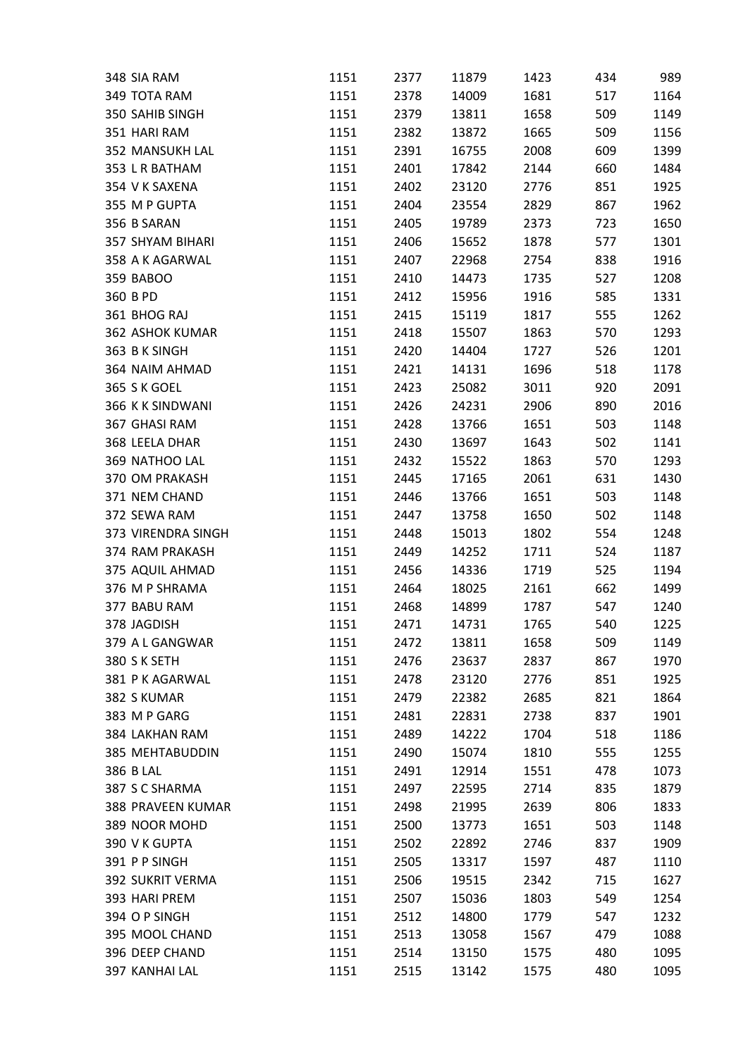| | | | | | | |
|---|---|---|---|---|---|---|
| 348 SIA RAM | 1151 | 2377 | 11879 | 1423 | 434 | 989 |
| 349 TOTA RAM | 1151 | 2378 | 14009 | 1681 | 517 | 1164 |
| 350 SAHIB SINGH | 1151 | 2379 | 13811 | 1658 | 509 | 1149 |
| 351 HARI RAM | 1151 | 2382 | 13872 | 1665 | 509 | 1156 |
| 352 MANSUKH LAL | 1151 | 2391 | 16755 | 2008 | 609 | 1399 |
| 353 L R BATHAM | 1151 | 2401 | 17842 | 2144 | 660 | 1484 |
| 354 V K SAXENA | 1151 | 2402 | 23120 | 2776 | 851 | 1925 |
| 355 M P GUPTA | 1151 | 2404 | 23554 | 2829 | 867 | 1962 |
| 356 B SARAN | 1151 | 2405 | 19789 | 2373 | 723 | 1650 |
| 357 SHYAM BIHARI | 1151 | 2406 | 15652 | 1878 | 577 | 1301 |
| 358 A K AGARWAL | 1151 | 2407 | 22968 | 2754 | 838 | 1916 |
| 359 BABOO | 1151 | 2410 | 14473 | 1735 | 527 | 1208 |
| 360 B PD | 1151 | 2412 | 15956 | 1916 | 585 | 1331 |
| 361 BHOG RAJ | 1151 | 2415 | 15119 | 1817 | 555 | 1262 |
| 362 ASHOK KUMAR | 1151 | 2418 | 15507 | 1863 | 570 | 1293 |
| 363 B K SINGH | 1151 | 2420 | 14404 | 1727 | 526 | 1201 |
| 364 NAIM AHMAD | 1151 | 2421 | 14131 | 1696 | 518 | 1178 |
| 365 S K GOEL | 1151 | 2423 | 25082 | 3011 | 920 | 2091 |
| 366 K K SINDWANI | 1151 | 2426 | 24231 | 2906 | 890 | 2016 |
| 367 GHASI RAM | 1151 | 2428 | 13766 | 1651 | 503 | 1148 |
| 368 LEELA DHAR | 1151 | 2430 | 13697 | 1643 | 502 | 1141 |
| 369 NATHOO LAL | 1151 | 2432 | 15522 | 1863 | 570 | 1293 |
| 370 OM PRAKASH | 1151 | 2445 | 17165 | 2061 | 631 | 1430 |
| 371 NEM CHAND | 1151 | 2446 | 13766 | 1651 | 503 | 1148 |
| 372 SEWA RAM | 1151 | 2447 | 13758 | 1650 | 502 | 1148 |
| 373 VIRENDRA SINGH | 1151 | 2448 | 15013 | 1802 | 554 | 1248 |
| 374 RAM PRAKASH | 1151 | 2449 | 14252 | 1711 | 524 | 1187 |
| 375 AQUIL AHMAD | 1151 | 2456 | 14336 | 1719 | 525 | 1194 |
| 376 M P SHRAMA | 1151 | 2464 | 18025 | 2161 | 662 | 1499 |
| 377 BABU RAM | 1151 | 2468 | 14899 | 1787 | 547 | 1240 |
| 378 JAGDISH | 1151 | 2471 | 14731 | 1765 | 540 | 1225 |
| 379 A L GANGWAR | 1151 | 2472 | 13811 | 1658 | 509 | 1149 |
| 380 S K SETH | 1151 | 2476 | 23637 | 2837 | 867 | 1970 |
| 381 P K AGARWAL | 1151 | 2478 | 23120 | 2776 | 851 | 1925 |
| 382 S KUMAR | 1151 | 2479 | 22382 | 2685 | 821 | 1864 |
| 383 M P GARG | 1151 | 2481 | 22831 | 2738 | 837 | 1901 |
| 384 LAKHAN RAM | 1151 | 2489 | 14222 | 1704 | 518 | 1186 |
| 385 MEHTABUDDIN | 1151 | 2490 | 15074 | 1810 | 555 | 1255 |
| 386 B LAL | 1151 | 2491 | 12914 | 1551 | 478 | 1073 |
| 387 S C SHARMA | 1151 | 2497 | 22595 | 2714 | 835 | 1879 |
| 388 PRAVEEN KUMAR | 1151 | 2498 | 21995 | 2639 | 806 | 1833 |
| 389 NOOR MOHD | 1151 | 2500 | 13773 | 1651 | 503 | 1148 |
| 390 V K GUPTA | 1151 | 2502 | 22892 | 2746 | 837 | 1909 |
| 391 P P SINGH | 1151 | 2505 | 13317 | 1597 | 487 | 1110 |
| 392 SUKRIT VERMA | 1151 | 2506 | 19515 | 2342 | 715 | 1627 |
| 393 HARI PREM | 1151 | 2507 | 15036 | 1803 | 549 | 1254 |
| 394 O P SINGH | 1151 | 2512 | 14800 | 1779 | 547 | 1232 |
| 395 MOOL CHAND | 1151 | 2513 | 13058 | 1567 | 479 | 1088 |
| 396 DEEP CHAND | 1151 | 2514 | 13150 | 1575 | 480 | 1095 |
| 397 KANHAI LAL | 1151 | 2515 | 13142 | 1575 | 480 | 1095 |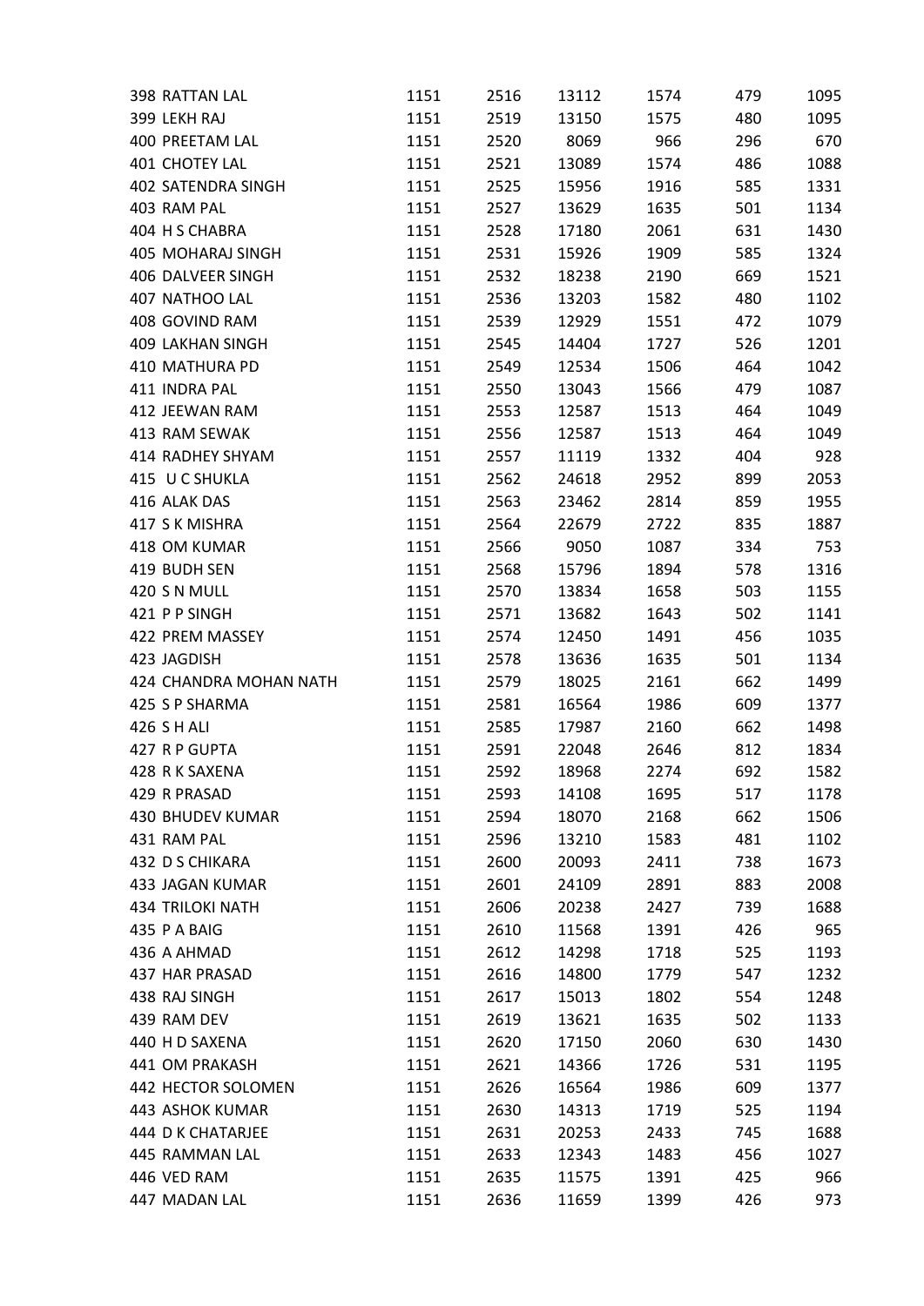| | | | | | | |
|---|---|---|---|---|---|---|
| 398 RATTAN LAL | 1151 | 2516 | 13112 | 1574 | 479 | 1095 |
| 399 LEKH RAJ | 1151 | 2519 | 13150 | 1575 | 480 | 1095 |
| 400 PREETAM LAL | 1151 | 2520 | 8069 | 966 | 296 | 670 |
| 401 CHOTEY LAL | 1151 | 2521 | 13089 | 1574 | 486 | 1088 |
| 402 SATENDRA SINGH | 1151 | 2525 | 15956 | 1916 | 585 | 1331 |
| 403 RAM PAL | 1151 | 2527 | 13629 | 1635 | 501 | 1134 |
| 404 H S CHABRA | 1151 | 2528 | 17180 | 2061 | 631 | 1430 |
| 405 MOHARAJ SINGH | 1151 | 2531 | 15926 | 1909 | 585 | 1324 |
| 406 DALVEER SINGH | 1151 | 2532 | 18238 | 2190 | 669 | 1521 |
| 407 NATHOO LAL | 1151 | 2536 | 13203 | 1582 | 480 | 1102 |
| 408 GOVIND RAM | 1151 | 2539 | 12929 | 1551 | 472 | 1079 |
| 409 LAKHAN SINGH | 1151 | 2545 | 14404 | 1727 | 526 | 1201 |
| 410 MATHURA PD | 1151 | 2549 | 12534 | 1506 | 464 | 1042 |
| 411 INDRA PAL | 1151 | 2550 | 13043 | 1566 | 479 | 1087 |
| 412 JEEWAN RAM | 1151 | 2553 | 12587 | 1513 | 464 | 1049 |
| 413 RAM SEWAK | 1151 | 2556 | 12587 | 1513 | 464 | 1049 |
| 414 RADHEY SHYAM | 1151 | 2557 | 11119 | 1332 | 404 | 928 |
| 415 U C SHUKLA | 1151 | 2562 | 24618 | 2952 | 899 | 2053 |
| 416 ALAK DAS | 1151 | 2563 | 23462 | 2814 | 859 | 1955 |
| 417 S K MISHRA | 1151 | 2564 | 22679 | 2722 | 835 | 1887 |
| 418 OM KUMAR | 1151 | 2566 | 9050 | 1087 | 334 | 753 |
| 419 BUDH SEN | 1151 | 2568 | 15796 | 1894 | 578 | 1316 |
| 420 S N MULL | 1151 | 2570 | 13834 | 1658 | 503 | 1155 |
| 421 P P SINGH | 1151 | 2571 | 13682 | 1643 | 502 | 1141 |
| 422 PREM MASSEY | 1151 | 2574 | 12450 | 1491 | 456 | 1035 |
| 423 JAGDISH | 1151 | 2578 | 13636 | 1635 | 501 | 1134 |
| 424 CHANDRA MOHAN NATH | 1151 | 2579 | 18025 | 2161 | 662 | 1499 |
| 425 S P SHARMA | 1151 | 2581 | 16564 | 1986 | 609 | 1377 |
| 426 S H ALI | 1151 | 2585 | 17987 | 2160 | 662 | 1498 |
| 427 R P GUPTA | 1151 | 2591 | 22048 | 2646 | 812 | 1834 |
| 428 R K SAXENA | 1151 | 2592 | 18968 | 2274 | 692 | 1582 |
| 429 R PRASAD | 1151 | 2593 | 14108 | 1695 | 517 | 1178 |
| 430 BHUDEV KUMAR | 1151 | 2594 | 18070 | 2168 | 662 | 1506 |
| 431 RAM PAL | 1151 | 2596 | 13210 | 1583 | 481 | 1102 |
| 432 D S CHIKARA | 1151 | 2600 | 20093 | 2411 | 738 | 1673 |
| 433 JAGAN KUMAR | 1151 | 2601 | 24109 | 2891 | 883 | 2008 |
| 434 TRILOKI NATH | 1151 | 2606 | 20238 | 2427 | 739 | 1688 |
| 435 P A BAIG | 1151 | 2610 | 11568 | 1391 | 426 | 965 |
| 436 A AHMAD | 1151 | 2612 | 14298 | 1718 | 525 | 1193 |
| 437 HAR PRASAD | 1151 | 2616 | 14800 | 1779 | 547 | 1232 |
| 438 RAJ SINGH | 1151 | 2617 | 15013 | 1802 | 554 | 1248 |
| 439 RAM DEV | 1151 | 2619 | 13621 | 1635 | 502 | 1133 |
| 440 H D SAXENA | 1151 | 2620 | 17150 | 2060 | 630 | 1430 |
| 441 OM PRAKASH | 1151 | 2621 | 14366 | 1726 | 531 | 1195 |
| 442 HECTOR SOLOMEN | 1151 | 2626 | 16564 | 1986 | 609 | 1377 |
| 443 ASHOK KUMAR | 1151 | 2630 | 14313 | 1719 | 525 | 1194 |
| 444 D K CHATARJEE | 1151 | 2631 | 20253 | 2433 | 745 | 1688 |
| 445 RAMMAN LAL | 1151 | 2633 | 12343 | 1483 | 456 | 1027 |
| 446 VED RAM | 1151 | 2635 | 11575 | 1391 | 425 | 966 |
| 447 MADAN LAL | 1151 | 2636 | 11659 | 1399 | 426 | 973 |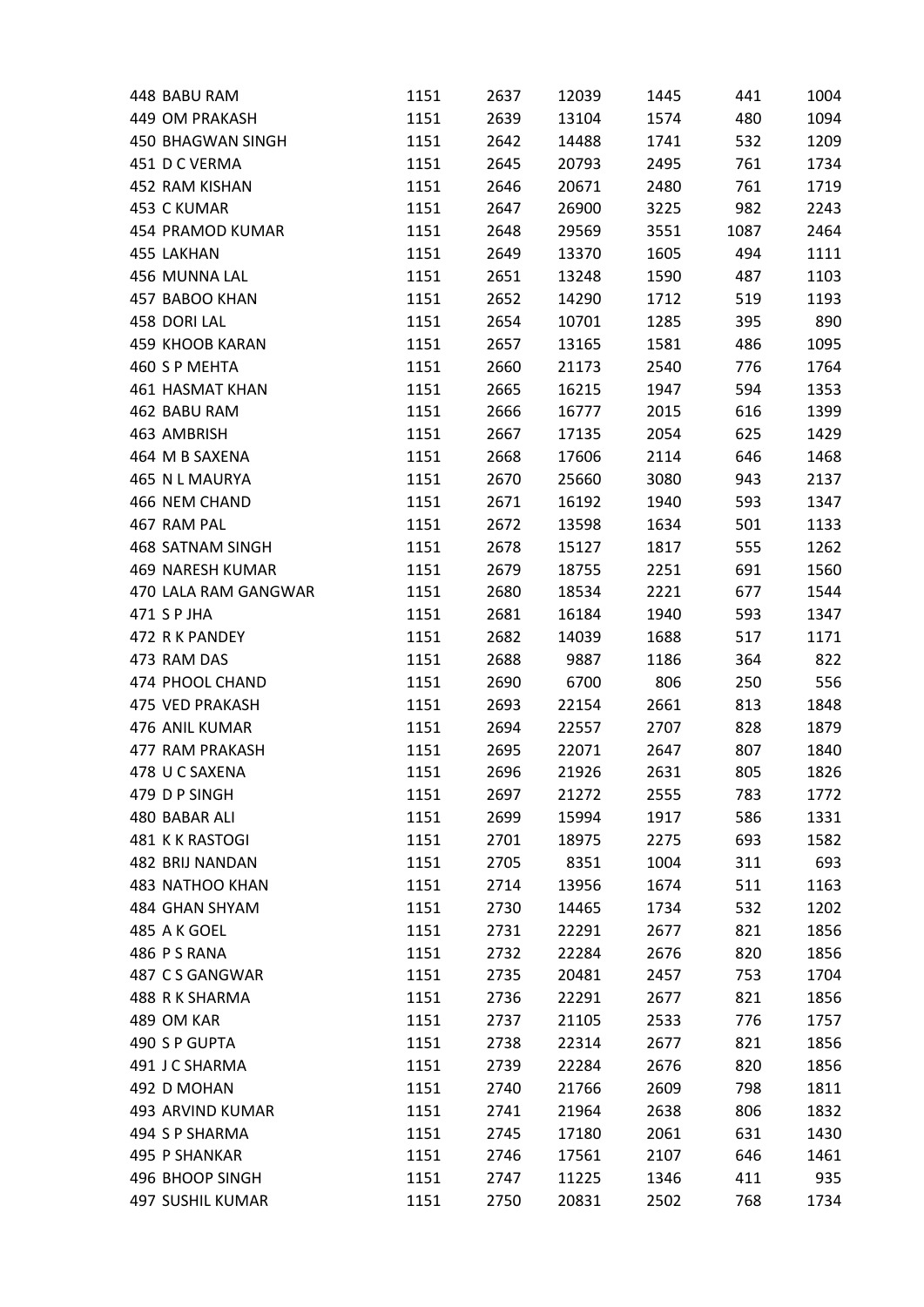| | | | | | | |
|---|---|---|---|---|---|---|
| 448 BABU RAM | 1151 | 2637 | 12039 | 1445 | 441 | 1004 |
| 449 OM PRAKASH | 1151 | 2639 | 13104 | 1574 | 480 | 1094 |
| 450 BHAGWAN SINGH | 1151 | 2642 | 14488 | 1741 | 532 | 1209 |
| 451 D C VERMA | 1151 | 2645 | 20793 | 2495 | 761 | 1734 |
| 452 RAM KISHAN | 1151 | 2646 | 20671 | 2480 | 761 | 1719 |
| 453 C KUMAR | 1151 | 2647 | 26900 | 3225 | 982 | 2243 |
| 454 PRAMOD KUMAR | 1151 | 2648 | 29569 | 3551 | 1087 | 2464 |
| 455 LAKHAN | 1151 | 2649 | 13370 | 1605 | 494 | 1111 |
| 456 MUNNA LAL | 1151 | 2651 | 13248 | 1590 | 487 | 1103 |
| 457 BABOO KHAN | 1151 | 2652 | 14290 | 1712 | 519 | 1193 |
| 458 DORI LAL | 1151 | 2654 | 10701 | 1285 | 395 | 890 |
| 459 KHOOB KARAN | 1151 | 2657 | 13165 | 1581 | 486 | 1095 |
| 460 S P MEHTA | 1151 | 2660 | 21173 | 2540 | 776 | 1764 |
| 461 HASMAT KHAN | 1151 | 2665 | 16215 | 1947 | 594 | 1353 |
| 462 BABU RAM | 1151 | 2666 | 16777 | 2015 | 616 | 1399 |
| 463 AMBRISH | 1151 | 2667 | 17135 | 2054 | 625 | 1429 |
| 464 M B SAXENA | 1151 | 2668 | 17606 | 2114 | 646 | 1468 |
| 465 N L MAURYA | 1151 | 2670 | 25660 | 3080 | 943 | 2137 |
| 466 NEM CHAND | 1151 | 2671 | 16192 | 1940 | 593 | 1347 |
| 467 RAM PAL | 1151 | 2672 | 13598 | 1634 | 501 | 1133 |
| 468 SATNAM SINGH | 1151 | 2678 | 15127 | 1817 | 555 | 1262 |
| 469 NARESH KUMAR | 1151 | 2679 | 18755 | 2251 | 691 | 1560 |
| 470 LALA RAM GANGWAR | 1151 | 2680 | 18534 | 2221 | 677 | 1544 |
| 471 S P JHA | 1151 | 2681 | 16184 | 1940 | 593 | 1347 |
| 472 R K PANDEY | 1151 | 2682 | 14039 | 1688 | 517 | 1171 |
| 473 RAM DAS | 1151 | 2688 | 9887 | 1186 | 364 | 822 |
| 474 PHOOL CHAND | 1151 | 2690 | 6700 | 806 | 250 | 556 |
| 475 VED PRAKASH | 1151 | 2693 | 22154 | 2661 | 813 | 1848 |
| 476 ANIL KUMAR | 1151 | 2694 | 22557 | 2707 | 828 | 1879 |
| 477 RAM PRAKASH | 1151 | 2695 | 22071 | 2647 | 807 | 1840 |
| 478 U C SAXENA | 1151 | 2696 | 21926 | 2631 | 805 | 1826 |
| 479 D P SINGH | 1151 | 2697 | 21272 | 2555 | 783 | 1772 |
| 480 BABAR ALI | 1151 | 2699 | 15994 | 1917 | 586 | 1331 |
| 481 K K RASTOGI | 1151 | 2701 | 18975 | 2275 | 693 | 1582 |
| 482 BRIJ NANDAN | 1151 | 2705 | 8351 | 1004 | 311 | 693 |
| 483 NATHOO KHAN | 1151 | 2714 | 13956 | 1674 | 511 | 1163 |
| 484 GHAN SHYAM | 1151 | 2730 | 14465 | 1734 | 532 | 1202 |
| 485 A K GOEL | 1151 | 2731 | 22291 | 2677 | 821 | 1856 |
| 486 P S RANA | 1151 | 2732 | 22284 | 2676 | 820 | 1856 |
| 487 C S GANGWAR | 1151 | 2735 | 20481 | 2457 | 753 | 1704 |
| 488 R K SHARMA | 1151 | 2736 | 22291 | 2677 | 821 | 1856 |
| 489 OM KAR | 1151 | 2737 | 21105 | 2533 | 776 | 1757 |
| 490 S P GUPTA | 1151 | 2738 | 22314 | 2677 | 821 | 1856 |
| 491 J C SHARMA | 1151 | 2739 | 22284 | 2676 | 820 | 1856 |
| 492 D MOHAN | 1151 | 2740 | 21766 | 2609 | 798 | 1811 |
| 493 ARVIND KUMAR | 1151 | 2741 | 21964 | 2638 | 806 | 1832 |
| 494 S P SHARMA | 1151 | 2745 | 17180 | 2061 | 631 | 1430 |
| 495 P SHANKAR | 1151 | 2746 | 17561 | 2107 | 646 | 1461 |
| 496 BHOOP SINGH | 1151 | 2747 | 11225 | 1346 | 411 | 935 |
| 497 SUSHIL KUMAR | 1151 | 2750 | 20831 | 2502 | 768 | 1734 |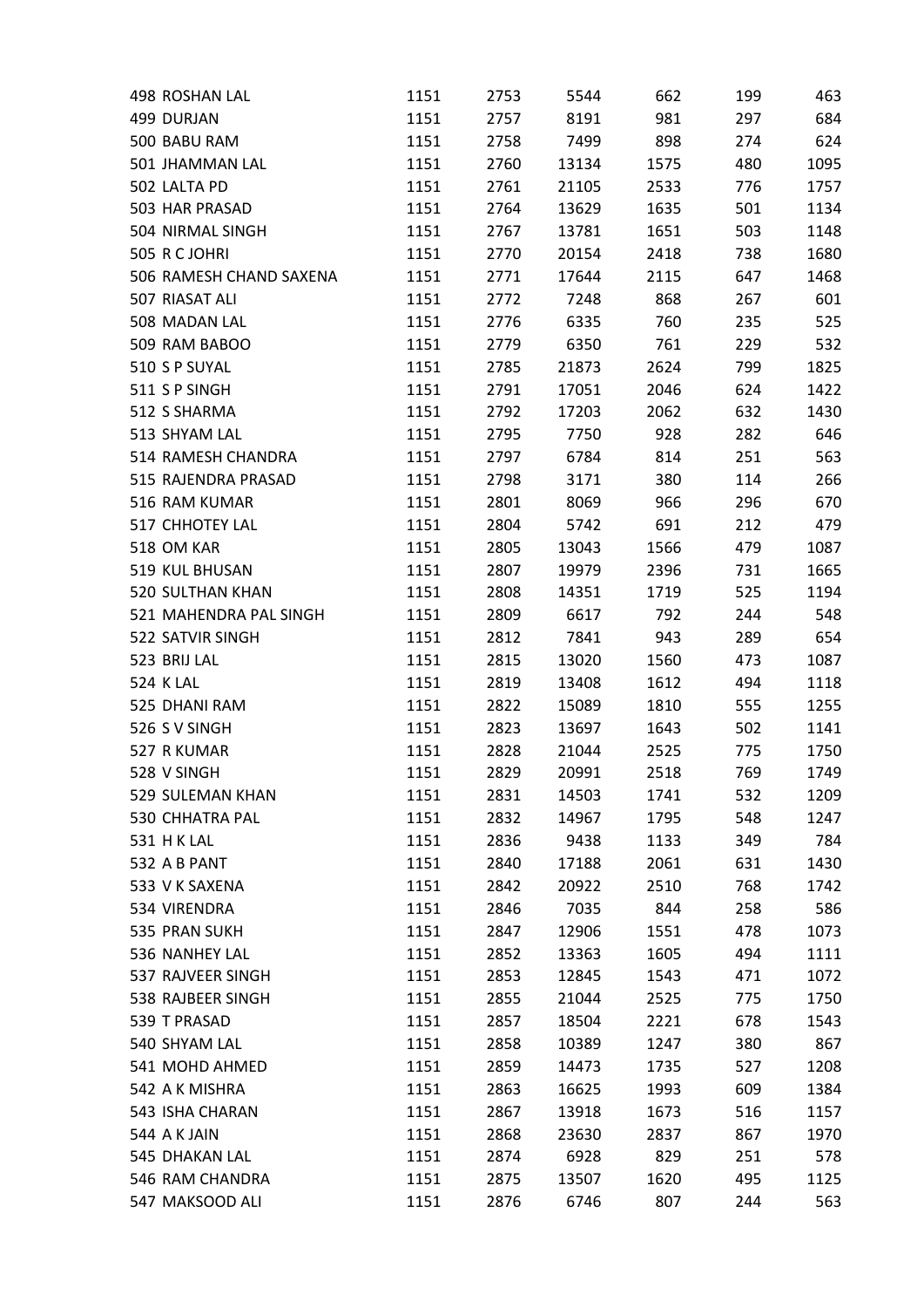| | | | | | | | |
|---|---|---|---|---|---|---|---|
| 498 | ROSHAN LAL | 1151 | 2753 | 5544 | 662 | 199 | 463 |
| 499 | DURJAN | 1151 | 2757 | 8191 | 981 | 297 | 684 |
| 500 | BABU RAM | 1151 | 2758 | 7499 | 898 | 274 | 624 |
| 501 | JHAMMAN LAL | 1151 | 2760 | 13134 | 1575 | 480 | 1095 |
| 502 | LALTA PD | 1151 | 2761 | 21105 | 2533 | 776 | 1757 |
| 503 | HAR PRASAD | 1151 | 2764 | 13629 | 1635 | 501 | 1134 |
| 504 | NIRMAL SINGH | 1151 | 2767 | 13781 | 1651 | 503 | 1148 |
| 505 | R C JOHRI | 1151 | 2770 | 20154 | 2418 | 738 | 1680 |
| 506 | RAMESH CHAND SAXENA | 1151 | 2771 | 17644 | 2115 | 647 | 1468 |
| 507 | RIASAT ALI | 1151 | 2772 | 7248 | 868 | 267 | 601 |
| 508 | MADAN LAL | 1151 | 2776 | 6335 | 760 | 235 | 525 |
| 509 | RAM BABOO | 1151 | 2779 | 6350 | 761 | 229 | 532 |
| 510 | S P SUYAL | 1151 | 2785 | 21873 | 2624 | 799 | 1825 |
| 511 | S P SINGH | 1151 | 2791 | 17051 | 2046 | 624 | 1422 |
| 512 | S SHARMA | 1151 | 2792 | 17203 | 2062 | 632 | 1430 |
| 513 | SHYAM LAL | 1151 | 2795 | 7750 | 928 | 282 | 646 |
| 514 | RAMESH CHANDRA | 1151 | 2797 | 6784 | 814 | 251 | 563 |
| 515 | RAJENDRA PRASAD | 1151 | 2798 | 3171 | 380 | 114 | 266 |
| 516 | RAM KUMAR | 1151 | 2801 | 8069 | 966 | 296 | 670 |
| 517 | CHHOTEY LAL | 1151 | 2804 | 5742 | 691 | 212 | 479 |
| 518 | OM KAR | 1151 | 2805 | 13043 | 1566 | 479 | 1087 |
| 519 | KUL BHUSAN | 1151 | 2807 | 19979 | 2396 | 731 | 1665 |
| 520 | SULTHAN KHAN | 1151 | 2808 | 14351 | 1719 | 525 | 1194 |
| 521 | MAHENDRA PAL SINGH | 1151 | 2809 | 6617 | 792 | 244 | 548 |
| 522 | SATVIR SINGH | 1151 | 2812 | 7841 | 943 | 289 | 654 |
| 523 | BRIJ LAL | 1151 | 2815 | 13020 | 1560 | 473 | 1087 |
| 524 | K LAL | 1151 | 2819 | 13408 | 1612 | 494 | 1118 |
| 525 | DHANI RAM | 1151 | 2822 | 15089 | 1810 | 555 | 1255 |
| 526 | S V SINGH | 1151 | 2823 | 13697 | 1643 | 502 | 1141 |
| 527 | R KUMAR | 1151 | 2828 | 21044 | 2525 | 775 | 1750 |
| 528 | V SINGH | 1151 | 2829 | 20991 | 2518 | 769 | 1749 |
| 529 | SULEMAN KHAN | 1151 | 2831 | 14503 | 1741 | 532 | 1209 |
| 530 | CHHATRA PAL | 1151 | 2832 | 14967 | 1795 | 548 | 1247 |
| 531 | H K LAL | 1151 | 2836 | 9438 | 1133 | 349 | 784 |
| 532 | A B PANT | 1151 | 2840 | 17188 | 2061 | 631 | 1430 |
| 533 | V K SAXENA | 1151 | 2842 | 20922 | 2510 | 768 | 1742 |
| 534 | VIRENDRA | 1151 | 2846 | 7035 | 844 | 258 | 586 |
| 535 | PRAN SUKH | 1151 | 2847 | 12906 | 1551 | 478 | 1073 |
| 536 | NANHEY LAL | 1151 | 2852 | 13363 | 1605 | 494 | 1111 |
| 537 | RAJVEER SINGH | 1151 | 2853 | 12845 | 1543 | 471 | 1072 |
| 538 | RAJBEER SINGH | 1151 | 2855 | 21044 | 2525 | 775 | 1750 |
| 539 | T PRASAD | 1151 | 2857 | 18504 | 2221 | 678 | 1543 |
| 540 | SHYAM LAL | 1151 | 2858 | 10389 | 1247 | 380 | 867 |
| 541 | MOHD AHMED | 1151 | 2859 | 14473 | 1735 | 527 | 1208 |
| 542 | A K MISHRA | 1151 | 2863 | 16625 | 1993 | 609 | 1384 |
| 543 | ISHA CHARAN | 1151 | 2867 | 13918 | 1673 | 516 | 1157 |
| 544 | A K JAIN | 1151 | 2868 | 23630 | 2837 | 867 | 1970 |
| 545 | DHAKAN LAL | 1151 | 2874 | 6928 | 829 | 251 | 578 |
| 546 | RAM CHANDRA | 1151 | 2875 | 13507 | 1620 | 495 | 1125 |
| 547 | MAKSOOD ALI | 1151 | 2876 | 6746 | 807 | 244 | 563 |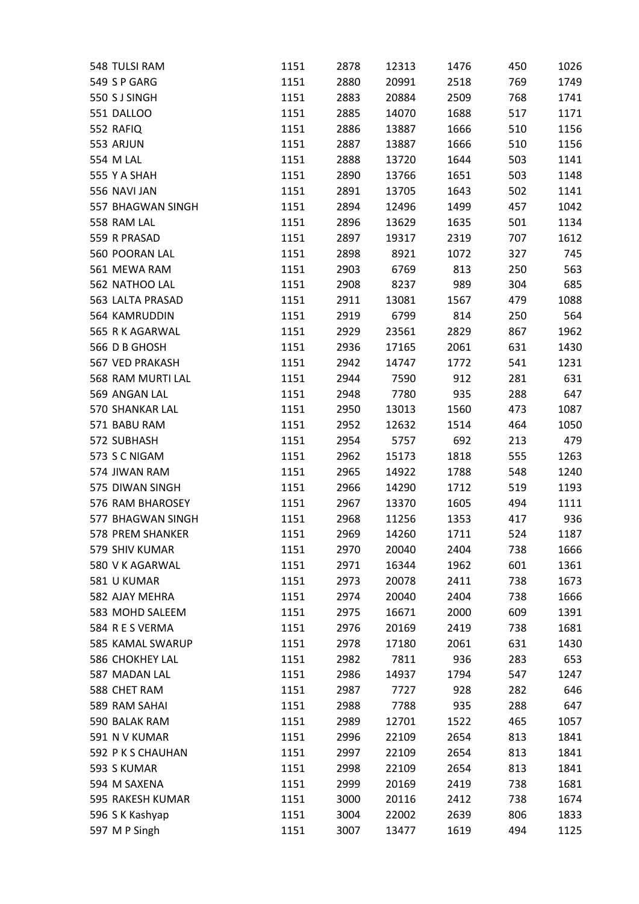| | | | | | | | |
|---|---|---|---|---|---|---|---|
| 548 | TULSI RAM | 1151 | 2878 | 12313 | 1476 | 450 | 1026 |
| 549 | S P GARG | 1151 | 2880 | 20991 | 2518 | 769 | 1749 |
| 550 | S J SINGH | 1151 | 2883 | 20884 | 2509 | 768 | 1741 |
| 551 | DALLOO | 1151 | 2885 | 14070 | 1688 | 517 | 1171 |
| 552 | RAFIQ | 1151 | 2886 | 13887 | 1666 | 510 | 1156 |
| 553 | ARJUN | 1151 | 2887 | 13887 | 1666 | 510 | 1156 |
| 554 | M LAL | 1151 | 2888 | 13720 | 1644 | 503 | 1141 |
| 555 | Y A SHAH | 1151 | 2890 | 13766 | 1651 | 503 | 1148 |
| 556 | NAVI JAN | 1151 | 2891 | 13705 | 1643 | 502 | 1141 |
| 557 | BHAGWAN SINGH | 1151 | 2894 | 12496 | 1499 | 457 | 1042 |
| 558 | RAM LAL | 1151 | 2896 | 13629 | 1635 | 501 | 1134 |
| 559 | R PRASAD | 1151 | 2897 | 19317 | 2319 | 707 | 1612 |
| 560 | POORAN LAL | 1151 | 2898 | 8921 | 1072 | 327 | 745 |
| 561 | MEWA RAM | 1151 | 2903 | 6769 | 813 | 250 | 563 |
| 562 | NATHOO LAL | 1151 | 2908 | 8237 | 989 | 304 | 685 |
| 563 | LALTA PRASAD | 1151 | 2911 | 13081 | 1567 | 479 | 1088 |
| 564 | KAMRUDDIN | 1151 | 2919 | 6799 | 814 | 250 | 564 |
| 565 | R K AGARWAL | 1151 | 2929 | 23561 | 2829 | 867 | 1962 |
| 566 | D B GHOSH | 1151 | 2936 | 17165 | 2061 | 631 | 1430 |
| 567 | VED PRAKASH | 1151 | 2942 | 14747 | 1772 | 541 | 1231 |
| 568 | RAM MURTI LAL | 1151 | 2944 | 7590 | 912 | 281 | 631 |
| 569 | ANGAN LAL | 1151 | 2948 | 7780 | 935 | 288 | 647 |
| 570 | SHANKAR LAL | 1151 | 2950 | 13013 | 1560 | 473 | 1087 |
| 571 | BABU RAM | 1151 | 2952 | 12632 | 1514 | 464 | 1050 |
| 572 | SUBHASH | 1151 | 2954 | 5757 | 692 | 213 | 479 |
| 573 | S C NIGAM | 1151 | 2962 | 15173 | 1818 | 555 | 1263 |
| 574 | JIWAN RAM | 1151 | 2965 | 14922 | 1788 | 548 | 1240 |
| 575 | DIWAN SINGH | 1151 | 2966 | 14290 | 1712 | 519 | 1193 |
| 576 | RAM BHAROSEY | 1151 | 2967 | 13370 | 1605 | 494 | 1111 |
| 577 | BHAGWAN SINGH | 1151 | 2968 | 11256 | 1353 | 417 | 936 |
| 578 | PREM SHANKER | 1151 | 2969 | 14260 | 1711 | 524 | 1187 |
| 579 | SHIV KUMAR | 1151 | 2970 | 20040 | 2404 | 738 | 1666 |
| 580 | V K AGARWAL | 1151 | 2971 | 16344 | 1962 | 601 | 1361 |
| 581 | U KUMAR | 1151 | 2973 | 20078 | 2411 | 738 | 1673 |
| 582 | AJAY MEHRA | 1151 | 2974 | 20040 | 2404 | 738 | 1666 |
| 583 | MOHD SALEEM | 1151 | 2975 | 16671 | 2000 | 609 | 1391 |
| 584 | R E S VERMA | 1151 | 2976 | 20169 | 2419 | 738 | 1681 |
| 585 | KAMAL SWARUP | 1151 | 2978 | 17180 | 2061 | 631 | 1430 |
| 586 | CHOKHEY LAL | 1151 | 2982 | 7811 | 936 | 283 | 653 |
| 587 | MADAN LAL | 1151 | 2986 | 14937 | 1794 | 547 | 1247 |
| 588 | CHET RAM | 1151 | 2987 | 7727 | 928 | 282 | 646 |
| 589 | RAM SAHAI | 1151 | 2988 | 7788 | 935 | 288 | 647 |
| 590 | BALAK RAM | 1151 | 2989 | 12701 | 1522 | 465 | 1057 |
| 591 | N V KUMAR | 1151 | 2996 | 22109 | 2654 | 813 | 1841 |
| 592 | P K S CHAUHAN | 1151 | 2997 | 22109 | 2654 | 813 | 1841 |
| 593 | S KUMAR | 1151 | 2998 | 22109 | 2654 | 813 | 1841 |
| 594 | M SAXENA | 1151 | 2999 | 20169 | 2419 | 738 | 1681 |
| 595 | RAKESH KUMAR | 1151 | 3000 | 20116 | 2412 | 738 | 1674 |
| 596 | S K Kashyap | 1151 | 3004 | 22002 | 2639 | 806 | 1833 |
| 597 | M P Singh | 1151 | 3007 | 13477 | 1619 | 494 | 1125 |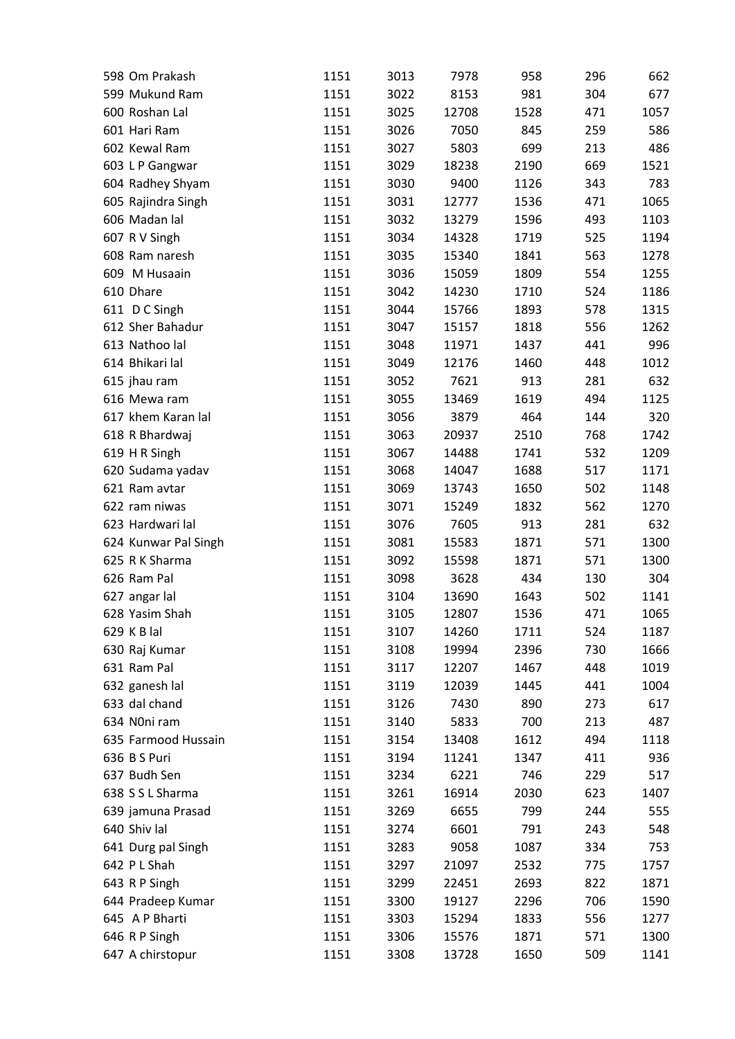| | | | | | | | |
|---|---|---|---|---|---|---|---|
| 598 | Om Prakash | 1151 | 3013 | 7978 | 958 | 296 | 662 |
| 599 | Mukund Ram | 1151 | 3022 | 8153 | 981 | 304 | 677 |
| 600 | Roshan Lal | 1151 | 3025 | 12708 | 1528 | 471 | 1057 |
| 601 | Hari Ram | 1151 | 3026 | 7050 | 845 | 259 | 586 |
| 602 | Kewal Ram | 1151 | 3027 | 5803 | 699 | 213 | 486 |
| 603 | L P Gangwar | 1151 | 3029 | 18238 | 2190 | 669 | 1521 |
| 604 | Radhey Shyam | 1151 | 3030 | 9400 | 1126 | 343 | 783 |
| 605 | Rajindra Singh | 1151 | 3031 | 12777 | 1536 | 471 | 1065 |
| 606 | Madan lal | 1151 | 3032 | 13279 | 1596 | 493 | 1103 |
| 607 | R V Singh | 1151 | 3034 | 14328 | 1719 | 525 | 1194 |
| 608 | Ram naresh | 1151 | 3035 | 15340 | 1841 | 563 | 1278 |
| 609 | M Husaain | 1151 | 3036 | 15059 | 1809 | 554 | 1255 |
| 610 | Dhare | 1151 | 3042 | 14230 | 1710 | 524 | 1186 |
| 611 | D C Singh | 1151 | 3044 | 15766 | 1893 | 578 | 1315 |
| 612 | Sher Bahadur | 1151 | 3047 | 15157 | 1818 | 556 | 1262 |
| 613 | Nathoo lal | 1151 | 3048 | 11971 | 1437 | 441 | 996 |
| 614 | Bhikari lal | 1151 | 3049 | 12176 | 1460 | 448 | 1012 |
| 615 | jhau ram | 1151 | 3052 | 7621 | 913 | 281 | 632 |
| 616 | Mewa ram | 1151 | 3055 | 13469 | 1619 | 494 | 1125 |
| 617 | khem Karan lal | 1151 | 3056 | 3879 | 464 | 144 | 320 |
| 618 | R Bhardwaj | 1151 | 3063 | 20937 | 2510 | 768 | 1742 |
| 619 | H R Singh | 1151 | 3067 | 14488 | 1741 | 532 | 1209 |
| 620 | Sudama yadav | 1151 | 3068 | 14047 | 1688 | 517 | 1171 |
| 621 | Ram avtar | 1151 | 3069 | 13743 | 1650 | 502 | 1148 |
| 622 | ram niwas | 1151 | 3071 | 15249 | 1832 | 562 | 1270 |
| 623 | Hardwari lal | 1151 | 3076 | 7605 | 913 | 281 | 632 |
| 624 | Kunwar Pal Singh | 1151 | 3081 | 15583 | 1871 | 571 | 1300 |
| 625 | R K Sharma | 1151 | 3092 | 15598 | 1871 | 571 | 1300 |
| 626 | Ram Pal | 1151 | 3098 | 3628 | 434 | 130 | 304 |
| 627 | angar lal | 1151 | 3104 | 13690 | 1643 | 502 | 1141 |
| 628 | Yasim Shah | 1151 | 3105 | 12807 | 1536 | 471 | 1065 |
| 629 | K B lal | 1151 | 3107 | 14260 | 1711 | 524 | 1187 |
| 630 | Raj Kumar | 1151 | 3108 | 19994 | 2396 | 730 | 1666 |
| 631 | Ram Pal | 1151 | 3117 | 12207 | 1467 | 448 | 1019 |
| 632 | ganesh lal | 1151 | 3119 | 12039 | 1445 | 441 | 1004 |
| 633 | dal chand | 1151 | 3126 | 7430 | 890 | 273 | 617 |
| 634 | N0ni ram | 1151 | 3140 | 5833 | 700 | 213 | 487 |
| 635 | Farmood Hussain | 1151 | 3154 | 13408 | 1612 | 494 | 1118 |
| 636 | B S Puri | 1151 | 3194 | 11241 | 1347 | 411 | 936 |
| 637 | Budh Sen | 1151 | 3234 | 6221 | 746 | 229 | 517 |
| 638 | S S L Sharma | 1151 | 3261 | 16914 | 2030 | 623 | 1407 |
| 639 | jamuna Prasad | 1151 | 3269 | 6655 | 799 | 244 | 555 |
| 640 | Shiv lal | 1151 | 3274 | 6601 | 791 | 243 | 548 |
| 641 | Durg pal Singh | 1151 | 3283 | 9058 | 1087 | 334 | 753 |
| 642 | P L Shah | 1151 | 3297 | 21097 | 2532 | 775 | 1757 |
| 643 | R P Singh | 1151 | 3299 | 22451 | 2693 | 822 | 1871 |
| 644 | Pradeep Kumar | 1151 | 3300 | 19127 | 2296 | 706 | 1590 |
| 645 | A P Bharti | 1151 | 3303 | 15294 | 1833 | 556 | 1277 |
| 646 | R P Singh | 1151 | 3306 | 15576 | 1871 | 571 | 1300 |
| 647 | A chirstopur | 1151 | 3308 | 13728 | 1650 | 509 | 1141 |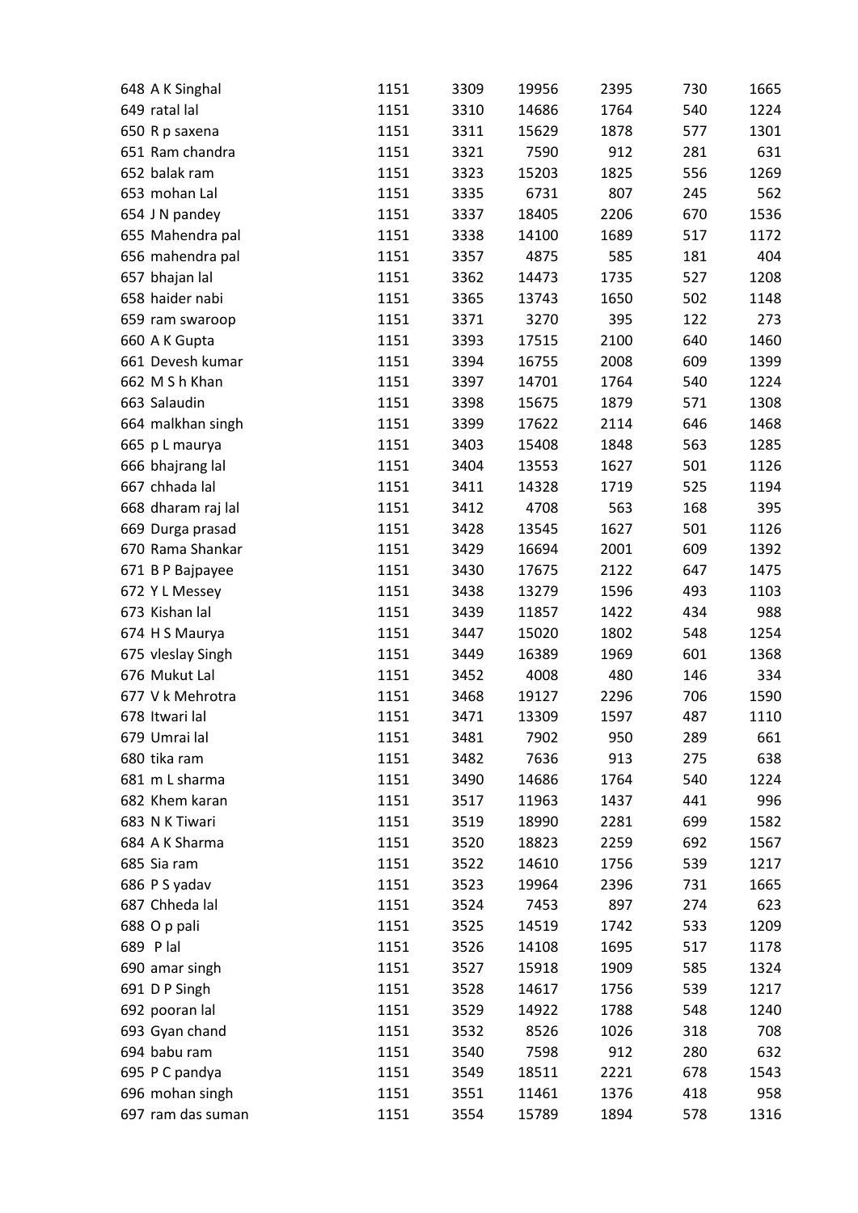| | | | | | | | |
|---|---|---|---|---|---|---|---|
| 648 | A K Singhal | 1151 | 3309 | 19956 | 2395 | 730 | 1665 |
| 649 | ratal lal | 1151 | 3310 | 14686 | 1764 | 540 | 1224 |
| 650 | R p saxena | 1151 | 3311 | 15629 | 1878 | 577 | 1301 |
| 651 | Ram chandra | 1151 | 3321 | 7590 | 912 | 281 | 631 |
| 652 | balak ram | 1151 | 3323 | 15203 | 1825 | 556 | 1269 |
| 653 | mohan Lal | 1151 | 3335 | 6731 | 807 | 245 | 562 |
| 654 | J N pandey | 1151 | 3337 | 18405 | 2206 | 670 | 1536 |
| 655 | Mahendra pal | 1151 | 3338 | 14100 | 1689 | 517 | 1172 |
| 656 | mahendra pal | 1151 | 3357 | 4875 | 585 | 181 | 404 |
| 657 | bhajan lal | 1151 | 3362 | 14473 | 1735 | 527 | 1208 |
| 658 | haider nabi | 1151 | 3365 | 13743 | 1650 | 502 | 1148 |
| 659 | ram swaroop | 1151 | 3371 | 3270 | 395 | 122 | 273 |
| 660 | A K Gupta | 1151 | 3393 | 17515 | 2100 | 640 | 1460 |
| 661 | Devesh kumar | 1151 | 3394 | 16755 | 2008 | 609 | 1399 |
| 662 | M S h Khan | 1151 | 3397 | 14701 | 1764 | 540 | 1224 |
| 663 | Salaudin | 1151 | 3398 | 15675 | 1879 | 571 | 1308 |
| 664 | malkhan singh | 1151 | 3399 | 17622 | 2114 | 646 | 1468 |
| 665 | p L maurya | 1151 | 3403 | 15408 | 1848 | 563 | 1285 |
| 666 | bhajrang lal | 1151 | 3404 | 13553 | 1627 | 501 | 1126 |
| 667 | chhada lal | 1151 | 3411 | 14328 | 1719 | 525 | 1194 |
| 668 | dharam raj lal | 1151 | 3412 | 4708 | 563 | 168 | 395 |
| 669 | Durga prasad | 1151 | 3428 | 13545 | 1627 | 501 | 1126 |
| 670 | Rama Shankar | 1151 | 3429 | 16694 | 2001 | 609 | 1392 |
| 671 | B P Bajpayee | 1151 | 3430 | 17675 | 2122 | 647 | 1475 |
| 672 | Y L Messey | 1151 | 3438 | 13279 | 1596 | 493 | 1103 |
| 673 | Kishan lal | 1151 | 3439 | 11857 | 1422 | 434 | 988 |
| 674 | H S Maurya | 1151 | 3447 | 15020 | 1802 | 548 | 1254 |
| 675 | vleslay Singh | 1151 | 3449 | 16389 | 1969 | 601 | 1368 |
| 676 | Mukut Lal | 1151 | 3452 | 4008 | 480 | 146 | 334 |
| 677 | V k Mehrotra | 1151 | 3468 | 19127 | 2296 | 706 | 1590 |
| 678 | Itwari lal | 1151 | 3471 | 13309 | 1597 | 487 | 1110 |
| 679 | Umrai lal | 1151 | 3481 | 7902 | 950 | 289 | 661 |
| 680 | tika ram | 1151 | 3482 | 7636 | 913 | 275 | 638 |
| 681 | m L sharma | 1151 | 3490 | 14686 | 1764 | 540 | 1224 |
| 682 | Khem karan | 1151 | 3517 | 11963 | 1437 | 441 | 996 |
| 683 | N K Tiwari | 1151 | 3519 | 18990 | 2281 | 699 | 1582 |
| 684 | A K Sharma | 1151 | 3520 | 18823 | 2259 | 692 | 1567 |
| 685 | Sia ram | 1151 | 3522 | 14610 | 1756 | 539 | 1217 |
| 686 | P S yadav | 1151 | 3523 | 19964 | 2396 | 731 | 1665 |
| 687 | Chheda lal | 1151 | 3524 | 7453 | 897 | 274 | 623 |
| 688 | O p pali | 1151 | 3525 | 14519 | 1742 | 533 | 1209 |
| 689 | P lal | 1151 | 3526 | 14108 | 1695 | 517 | 1178 |
| 690 | amar singh | 1151 | 3527 | 15918 | 1909 | 585 | 1324 |
| 691 | D P Singh | 1151 | 3528 | 14617 | 1756 | 539 | 1217 |
| 692 | pooran lal | 1151 | 3529 | 14922 | 1788 | 548 | 1240 |
| 693 | Gyan chand | 1151 | 3532 | 8526 | 1026 | 318 | 708 |
| 694 | babu ram | 1151 | 3540 | 7598 | 912 | 280 | 632 |
| 695 | P C pandya | 1151 | 3549 | 18511 | 2221 | 678 | 1543 |
| 696 | mohan singh | 1151 | 3551 | 11461 | 1376 | 418 | 958 |
| 697 | ram das suman | 1151 | 3554 | 15789 | 1894 | 578 | 1316 |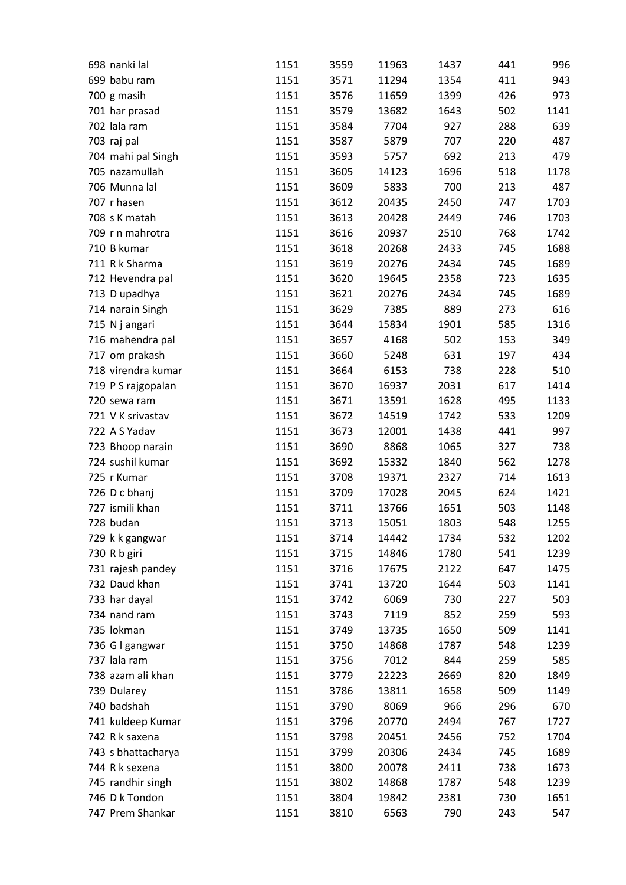| | | | | | | | |
|---|---|---|---|---|---|---|---|
| 698 | nanki lal | 1151 | 3559 | 11963 | 1437 | 441 | 996 |
| 699 | babu ram | 1151 | 3571 | 11294 | 1354 | 411 | 943 |
| 700 | g masih | 1151 | 3576 | 11659 | 1399 | 426 | 973 |
| 701 | har prasad | 1151 | 3579 | 13682 | 1643 | 502 | 1141 |
| 702 | lala ram | 1151 | 3584 | 7704 | 927 | 288 | 639 |
| 703 | raj pal | 1151 | 3587 | 5879 | 707 | 220 | 487 |
| 704 | mahi pal Singh | 1151 | 3593 | 5757 | 692 | 213 | 479 |
| 705 | nazamullah | 1151 | 3605 | 14123 | 1696 | 518 | 1178 |
| 706 | Munna lal | 1151 | 3609 | 5833 | 700 | 213 | 487 |
| 707 | r hasen | 1151 | 3612 | 20435 | 2450 | 747 | 1703 |
| 708 | s K matah | 1151 | 3613 | 20428 | 2449 | 746 | 1703 |
| 709 | r n mahrotra | 1151 | 3616 | 20937 | 2510 | 768 | 1742 |
| 710 | B kumar | 1151 | 3618 | 20268 | 2433 | 745 | 1688 |
| 711 | R k Sharma | 1151 | 3619 | 20276 | 2434 | 745 | 1689 |
| 712 | Hevendra pal | 1151 | 3620 | 19645 | 2358 | 723 | 1635 |
| 713 | D upadhya | 1151 | 3621 | 20276 | 2434 | 745 | 1689 |
| 714 | narain Singh | 1151 | 3629 | 7385 | 889 | 273 | 616 |
| 715 | N j angari | 1151 | 3644 | 15834 | 1901 | 585 | 1316 |
| 716 | mahendra pal | 1151 | 3657 | 4168 | 502 | 153 | 349 |
| 717 | om prakash | 1151 | 3660 | 5248 | 631 | 197 | 434 |
| 718 | virendra kumar | 1151 | 3664 | 6153 | 738 | 228 | 510 |
| 719 | P S rajgopalan | 1151 | 3670 | 16937 | 2031 | 617 | 1414 |
| 720 | sewa ram | 1151 | 3671 | 13591 | 1628 | 495 | 1133 |
| 721 | V K srivastav | 1151 | 3672 | 14519 | 1742 | 533 | 1209 |
| 722 | A S Yadav | 1151 | 3673 | 12001 | 1438 | 441 | 997 |
| 723 | Bhoop narain | 1151 | 3690 | 8868 | 1065 | 327 | 738 |
| 724 | sushil kumar | 1151 | 3692 | 15332 | 1840 | 562 | 1278 |
| 725 | r Kumar | 1151 | 3708 | 19371 | 2327 | 714 | 1613 |
| 726 | D c bhanj | 1151 | 3709 | 17028 | 2045 | 624 | 1421 |
| 727 | ismili khan | 1151 | 3711 | 13766 | 1651 | 503 | 1148 |
| 728 | budan | 1151 | 3713 | 15051 | 1803 | 548 | 1255 |
| 729 | k k gangwar | 1151 | 3714 | 14442 | 1734 | 532 | 1202 |
| 730 | R b giri | 1151 | 3715 | 14846 | 1780 | 541 | 1239 |
| 731 | rajesh pandey | 1151 | 3716 | 17675 | 2122 | 647 | 1475 |
| 732 | Daud khan | 1151 | 3741 | 13720 | 1644 | 503 | 1141 |
| 733 | har dayal | 1151 | 3742 | 6069 | 730 | 227 | 503 |
| 734 | nand ram | 1151 | 3743 | 7119 | 852 | 259 | 593 |
| 735 | lokman | 1151 | 3749 | 13735 | 1650 | 509 | 1141 |
| 736 | G l gangwar | 1151 | 3750 | 14868 | 1787 | 548 | 1239 |
| 737 | lala ram | 1151 | 3756 | 7012 | 844 | 259 | 585 |
| 738 | azam ali khan | 1151 | 3779 | 22223 | 2669 | 820 | 1849 |
| 739 | Dularey | 1151 | 3786 | 13811 | 1658 | 509 | 1149 |
| 740 | badshah | 1151 | 3790 | 8069 | 966 | 296 | 670 |
| 741 | kuldeep Kumar | 1151 | 3796 | 20770 | 2494 | 767 | 1727 |
| 742 | R k saxena | 1151 | 3798 | 20451 | 2456 | 752 | 1704 |
| 743 | s bhattacharya | 1151 | 3799 | 20306 | 2434 | 745 | 1689 |
| 744 | R k sexena | 1151 | 3800 | 20078 | 2411 | 738 | 1673 |
| 745 | randhir singh | 1151 | 3802 | 14868 | 1787 | 548 | 1239 |
| 746 | D k Tondon | 1151 | 3804 | 19842 | 2381 | 730 | 1651 |
| 747 | Prem Shankar | 1151 | 3810 | 6563 | 790 | 243 | 547 |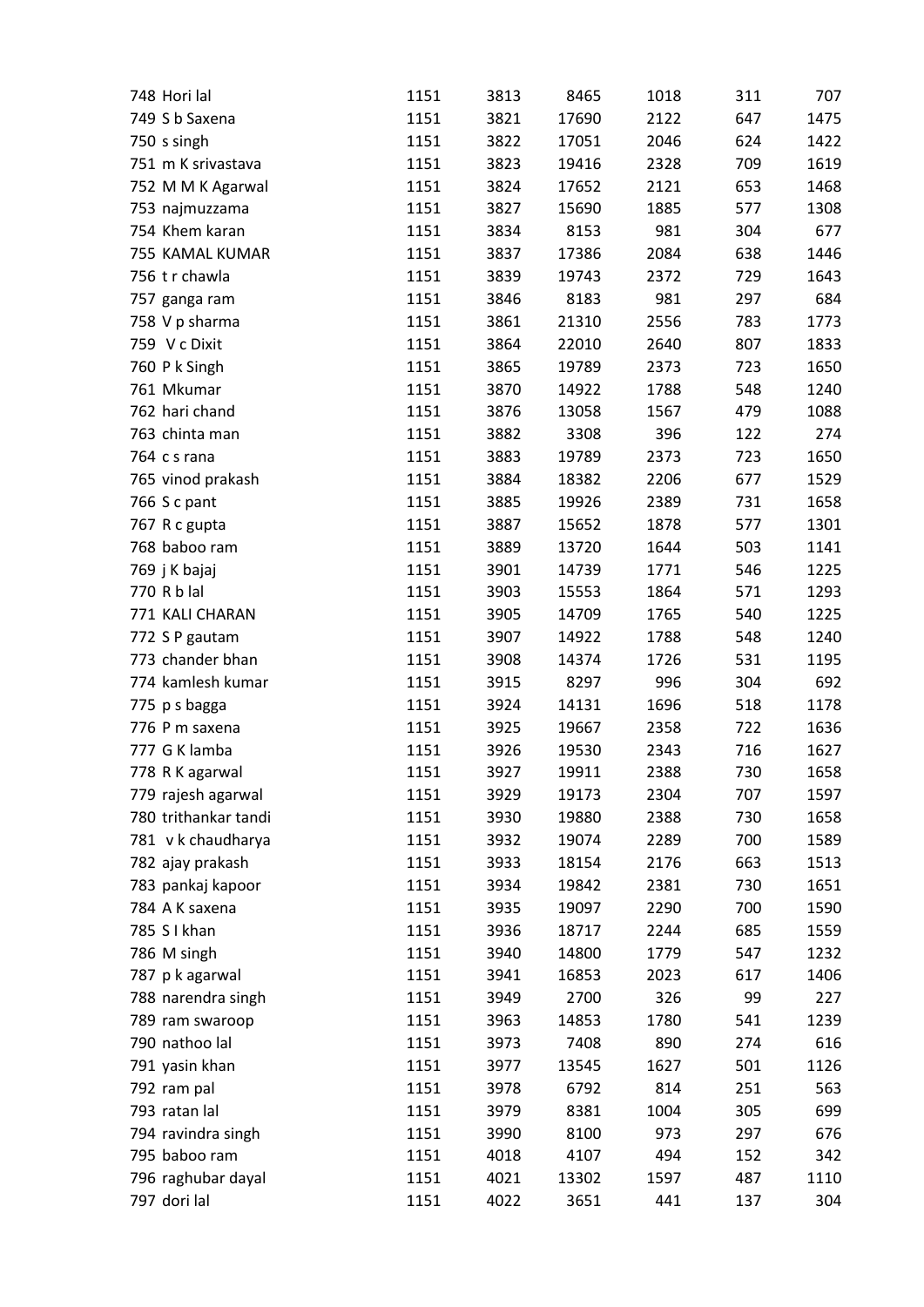| | | | | | | |
|---|---|---|---|---|---|---|
| 748 Hori lal | 1151 | 3813 | 8465 | 1018 | 311 | 707 |
| 749 S b Saxena | 1151 | 3821 | 17690 | 2122 | 647 | 1475 |
| 750 s singh | 1151 | 3822 | 17051 | 2046 | 624 | 1422 |
| 751 m K srivastava | 1151 | 3823 | 19416 | 2328 | 709 | 1619 |
| 752 M M K Agarwal | 1151 | 3824 | 17652 | 2121 | 653 | 1468 |
| 753 najmuzzama | 1151 | 3827 | 15690 | 1885 | 577 | 1308 |
| 754 Khem karan | 1151 | 3834 | 8153 | 981 | 304 | 677 |
| 755 KAMAL KUMAR | 1151 | 3837 | 17386 | 2084 | 638 | 1446 |
| 756 t r chawla | 1151 | 3839 | 19743 | 2372 | 729 | 1643 |
| 757 ganga ram | 1151 | 3846 | 8183 | 981 | 297 | 684 |
| 758 V p sharma | 1151 | 3861 | 21310 | 2556 | 783 | 1773 |
| 759 V c Dixit | 1151 | 3864 | 22010 | 2640 | 807 | 1833 |
| 760 P k Singh | 1151 | 3865 | 19789 | 2373 | 723 | 1650 |
| 761 Mkumar | 1151 | 3870 | 14922 | 1788 | 548 | 1240 |
| 762 hari chand | 1151 | 3876 | 13058 | 1567 | 479 | 1088 |
| 763 chinta man | 1151 | 3882 | 3308 | 396 | 122 | 274 |
| 764 c s rana | 1151 | 3883 | 19789 | 2373 | 723 | 1650 |
| 765 vinod prakash | 1151 | 3884 | 18382 | 2206 | 677 | 1529 |
| 766 S c pant | 1151 | 3885 | 19926 | 2389 | 731 | 1658 |
| 767 R c gupta | 1151 | 3887 | 15652 | 1878 | 577 | 1301 |
| 768 baboo ram | 1151 | 3889 | 13720 | 1644 | 503 | 1141 |
| 769 j K bajaj | 1151 | 3901 | 14739 | 1771 | 546 | 1225 |
| 770 R b lal | 1151 | 3903 | 15553 | 1864 | 571 | 1293 |
| 771 KALI CHARAN | 1151 | 3905 | 14709 | 1765 | 540 | 1225 |
| 772 S P gautam | 1151 | 3907 | 14922 | 1788 | 548 | 1240 |
| 773 chander bhan | 1151 | 3908 | 14374 | 1726 | 531 | 1195 |
| 774 kamlesh kumar | 1151 | 3915 | 8297 | 996 | 304 | 692 |
| 775 p s bagga | 1151 | 3924 | 14131 | 1696 | 518 | 1178 |
| 776 P m saxena | 1151 | 3925 | 19667 | 2358 | 722 | 1636 |
| 777 G K lamba | 1151 | 3926 | 19530 | 2343 | 716 | 1627 |
| 778 R K agarwal | 1151 | 3927 | 19911 | 2388 | 730 | 1658 |
| 779 rajesh agarwal | 1151 | 3929 | 19173 | 2304 | 707 | 1597 |
| 780 trithankar tandi | 1151 | 3930 | 19880 | 2388 | 730 | 1658 |
| 781 v k chaudharya | 1151 | 3932 | 19074 | 2289 | 700 | 1589 |
| 782 ajay prakash | 1151 | 3933 | 18154 | 2176 | 663 | 1513 |
| 783 pankaj kapoor | 1151 | 3934 | 19842 | 2381 | 730 | 1651 |
| 784 A K saxena | 1151 | 3935 | 19097 | 2290 | 700 | 1590 |
| 785 S I khan | 1151 | 3936 | 18717 | 2244 | 685 | 1559 |
| 786 M singh | 1151 | 3940 | 14800 | 1779 | 547 | 1232 |
| 787 p k agarwal | 1151 | 3941 | 16853 | 2023 | 617 | 1406 |
| 788 narendra singh | 1151 | 3949 | 2700 | 326 | 99 | 227 |
| 789 ram swaroop | 1151 | 3963 | 14853 | 1780 | 541 | 1239 |
| 790 nathoo lal | 1151 | 3973 | 7408 | 890 | 274 | 616 |
| 791 yasin khan | 1151 | 3977 | 13545 | 1627 | 501 | 1126 |
| 792 ram pal | 1151 | 3978 | 6792 | 814 | 251 | 563 |
| 793 ratan lal | 1151 | 3979 | 8381 | 1004 | 305 | 699 |
| 794 ravindra singh | 1151 | 3990 | 8100 | 973 | 297 | 676 |
| 795 baboo ram | 1151 | 4018 | 4107 | 494 | 152 | 342 |
| 796 raghubar dayal | 1151 | 4021 | 13302 | 1597 | 487 | 1110 |
| 797 dori lal | 1151 | 4022 | 3651 | 441 | 137 | 304 |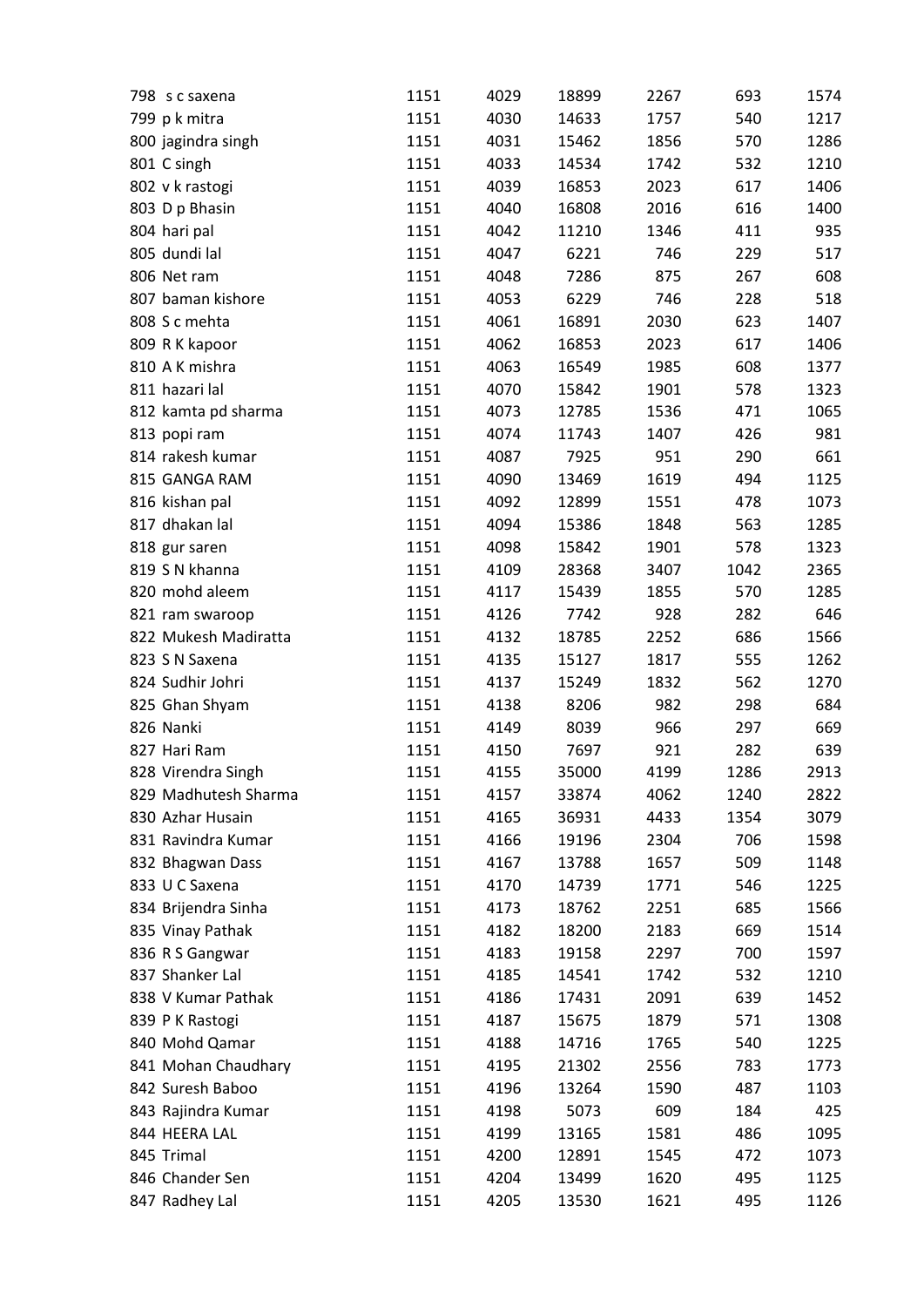| | | | | | | | |
|---|---|---|---|---|---|---|---|
| 798 | s c saxena | 1151 | 4029 | 18899 | 2267 | 693 | 1574 |
| 799 | p k mitra | 1151 | 4030 | 14633 | 1757 | 540 | 1217 |
| 800 | jagindra singh | 1151 | 4031 | 15462 | 1856 | 570 | 1286 |
| 801 | C singh | 1151 | 4033 | 14534 | 1742 | 532 | 1210 |
| 802 | v k rastogi | 1151 | 4039 | 16853 | 2023 | 617 | 1406 |
| 803 | D p Bhasin | 1151 | 4040 | 16808 | 2016 | 616 | 1400 |
| 804 | hari pal | 1151 | 4042 | 11210 | 1346 | 411 | 935 |
| 805 | dundi lal | 1151 | 4047 | 6221 | 746 | 229 | 517 |
| 806 | Net ram | 1151 | 4048 | 7286 | 875 | 267 | 608 |
| 807 | baman kishore | 1151 | 4053 | 6229 | 746 | 228 | 518 |
| 808 | S c mehta | 1151 | 4061 | 16891 | 2030 | 623 | 1407 |
| 809 | R K kapoor | 1151 | 4062 | 16853 | 2023 | 617 | 1406 |
| 810 | A K mishra | 1151 | 4063 | 16549 | 1985 | 608 | 1377 |
| 811 | hazari lal | 1151 | 4070 | 15842 | 1901 | 578 | 1323 |
| 812 | kamta pd sharma | 1151 | 4073 | 12785 | 1536 | 471 | 1065 |
| 813 | popi ram | 1151 | 4074 | 11743 | 1407 | 426 | 981 |
| 814 | rakesh kumar | 1151 | 4087 | 7925 | 951 | 290 | 661 |
| 815 | GANGA RAM | 1151 | 4090 | 13469 | 1619 | 494 | 1125 |
| 816 | kishan pal | 1151 | 4092 | 12899 | 1551 | 478 | 1073 |
| 817 | dhakan lal | 1151 | 4094 | 15386 | 1848 | 563 | 1285 |
| 818 | gur saren | 1151 | 4098 | 15842 | 1901 | 578 | 1323 |
| 819 | S N khanna | 1151 | 4109 | 28368 | 3407 | 1042 | 2365 |
| 820 | mohd aleem | 1151 | 4117 | 15439 | 1855 | 570 | 1285 |
| 821 | ram swaroop | 1151 | 4126 | 7742 | 928 | 282 | 646 |
| 822 | Mukesh Madiratta | 1151 | 4132 | 18785 | 2252 | 686 | 1566 |
| 823 | S N Saxena | 1151 | 4135 | 15127 | 1817 | 555 | 1262 |
| 824 | Sudhir Johri | 1151 | 4137 | 15249 | 1832 | 562 | 1270 |
| 825 | Ghan Shyam | 1151 | 4138 | 8206 | 982 | 298 | 684 |
| 826 | Nanki | 1151 | 4149 | 8039 | 966 | 297 | 669 |
| 827 | Hari Ram | 1151 | 4150 | 7697 | 921 | 282 | 639 |
| 828 | Virendra Singh | 1151 | 4155 | 35000 | 4199 | 1286 | 2913 |
| 829 | Madhutesh Sharma | 1151 | 4157 | 33874 | 4062 | 1240 | 2822 |
| 830 | Azhar Husain | 1151 | 4165 | 36931 | 4433 | 1354 | 3079 |
| 831 | Ravindra Kumar | 1151 | 4166 | 19196 | 2304 | 706 | 1598 |
| 832 | Bhagwan Dass | 1151 | 4167 | 13788 | 1657 | 509 | 1148 |
| 833 | U C Saxena | 1151 | 4170 | 14739 | 1771 | 546 | 1225 |
| 834 | Brijendra Sinha | 1151 | 4173 | 18762 | 2251 | 685 | 1566 |
| 835 | Vinay Pathak | 1151 | 4182 | 18200 | 2183 | 669 | 1514 |
| 836 | R S Gangwar | 1151 | 4183 | 19158 | 2297 | 700 | 1597 |
| 837 | Shanker Lal | 1151 | 4185 | 14541 | 1742 | 532 | 1210 |
| 838 | V Kumar Pathak | 1151 | 4186 | 17431 | 2091 | 639 | 1452 |
| 839 | P K Rastogi | 1151 | 4187 | 15675 | 1879 | 571 | 1308 |
| 840 | Mohd Qamar | 1151 | 4188 | 14716 | 1765 | 540 | 1225 |
| 841 | Mohan Chaudhary | 1151 | 4195 | 21302 | 2556 | 783 | 1773 |
| 842 | Suresh Baboo | 1151 | 4196 | 13264 | 1590 | 487 | 1103 |
| 843 | Rajindra Kumar | 1151 | 4198 | 5073 | 609 | 184 | 425 |
| 844 | HEERA LAL | 1151 | 4199 | 13165 | 1581 | 486 | 1095 |
| 845 | Trimal | 1151 | 4200 | 12891 | 1545 | 472 | 1073 |
| 846 | Chander Sen | 1151 | 4204 | 13499 | 1620 | 495 | 1125 |
| 847 | Radhey Lal | 1151 | 4205 | 13530 | 1621 | 495 | 1126 |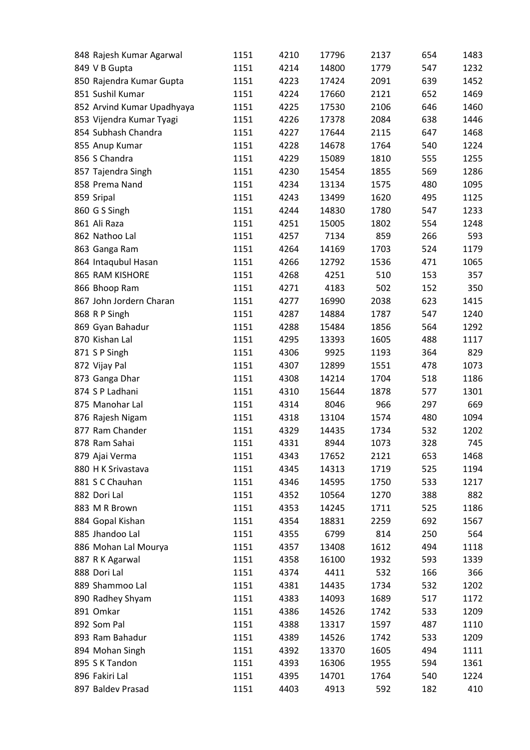| | | | | | | | |
|---|---|---|---|---|---|---|---|
| 848 | Rajesh Kumar Agarwal | 1151 | 4210 | 17796 | 2137 | 654 | 1483 |
| 849 | V B Gupta | 1151 | 4214 | 14800 | 1779 | 547 | 1232 |
| 850 | Rajendra Kumar Gupta | 1151 | 4223 | 17424 | 2091 | 639 | 1452 |
| 851 | Sushil Kumar | 1151 | 4224 | 17660 | 2121 | 652 | 1469 |
| 852 | Arvind Kumar Upadhyaya | 1151 | 4225 | 17530 | 2106 | 646 | 1460 |
| 853 | Vijendra Kumar Tyagi | 1151 | 4226 | 17378 | 2084 | 638 | 1446 |
| 854 | Subhash Chandra | 1151 | 4227 | 17644 | 2115 | 647 | 1468 |
| 855 | Anup Kumar | 1151 | 4228 | 14678 | 1764 | 540 | 1224 |
| 856 | S Chandra | 1151 | 4229 | 15089 | 1810 | 555 | 1255 |
| 857 | Tajendra Singh | 1151 | 4230 | 15454 | 1855 | 569 | 1286 |
| 858 | Prema Nand | 1151 | 4234 | 13134 | 1575 | 480 | 1095 |
| 859 | Sripal | 1151 | 4243 | 13499 | 1620 | 495 | 1125 |
| 860 | G S Singh | 1151 | 4244 | 14830 | 1780 | 547 | 1233 |
| 861 | Ali Raza | 1151 | 4251 | 15005 | 1802 | 554 | 1248 |
| 862 | Nathoo Lal | 1151 | 4257 | 7134 | 859 | 266 | 593 |
| 863 | Ganga Ram | 1151 | 4264 | 14169 | 1703 | 524 | 1179 |
| 864 | Intaqubul Hasan | 1151 | 4266 | 12792 | 1536 | 471 | 1065 |
| 865 | RAM KISHORE | 1151 | 4268 | 4251 | 510 | 153 | 357 |
| 866 | Bhoop Ram | 1151 | 4271 | 4183 | 502 | 152 | 350 |
| 867 | John Jordern Charan | 1151 | 4277 | 16990 | 2038 | 623 | 1415 |
| 868 | R P Singh | 1151 | 4287 | 14884 | 1787 | 547 | 1240 |
| 869 | Gyan Bahadur | 1151 | 4288 | 15484 | 1856 | 564 | 1292 |
| 870 | Kishan Lal | 1151 | 4295 | 13393 | 1605 | 488 | 1117 |
| 871 | S P Singh | 1151 | 4306 | 9925 | 1193 | 364 | 829 |
| 872 | Vijay Pal | 1151 | 4307 | 12899 | 1551 | 478 | 1073 |
| 873 | Ganga Dhar | 1151 | 4308 | 14214 | 1704 | 518 | 1186 |
| 874 | S P Ladhani | 1151 | 4310 | 15644 | 1878 | 577 | 1301 |
| 875 | Manohar Lal | 1151 | 4314 | 8046 | 966 | 297 | 669 |
| 876 | Rajesh Nigam | 1151 | 4318 | 13104 | 1574 | 480 | 1094 |
| 877 | Ram Chander | 1151 | 4329 | 14435 | 1734 | 532 | 1202 |
| 878 | Ram Sahai | 1151 | 4331 | 8944 | 1073 | 328 | 745 |
| 879 | Ajai Verma | 1151 | 4343 | 17652 | 2121 | 653 | 1468 |
| 880 | H K Srivastava | 1151 | 4345 | 14313 | 1719 | 525 | 1194 |
| 881 | S C Chauhan | 1151 | 4346 | 14595 | 1750 | 533 | 1217 |
| 882 | Dori Lal | 1151 | 4352 | 10564 | 1270 | 388 | 882 |
| 883 | M R Brown | 1151 | 4353 | 14245 | 1711 | 525 | 1186 |
| 884 | Gopal Kishan | 1151 | 4354 | 18831 | 2259 | 692 | 1567 |
| 885 | Jhandoo Lal | 1151 | 4355 | 6799 | 814 | 250 | 564 |
| 886 | Mohan Lal Mourya | 1151 | 4357 | 13408 | 1612 | 494 | 1118 |
| 887 | R K Agarwal | 1151 | 4358 | 16100 | 1932 | 593 | 1339 |
| 888 | Dori Lal | 1151 | 4374 | 4411 | 532 | 166 | 366 |
| 889 | Shammoo Lal | 1151 | 4381 | 14435 | 1734 | 532 | 1202 |
| 890 | Radhey Shyam | 1151 | 4383 | 14093 | 1689 | 517 | 1172 |
| 891 | Omkar | 1151 | 4386 | 14526 | 1742 | 533 | 1209 |
| 892 | Som Pal | 1151 | 4388 | 13317 | 1597 | 487 | 1110 |
| 893 | Ram Bahadur | 1151 | 4389 | 14526 | 1742 | 533 | 1209 |
| 894 | Mohan Singh | 1151 | 4392 | 13370 | 1605 | 494 | 1111 |
| 895 | S K Tandon | 1151 | 4393 | 16306 | 1955 | 594 | 1361 |
| 896 | Fakiri Lal | 1151 | 4395 | 14701 | 1764 | 540 | 1224 |
| 897 | Baldev Prasad | 1151 | 4403 | 4913 | 592 | 182 | 410 |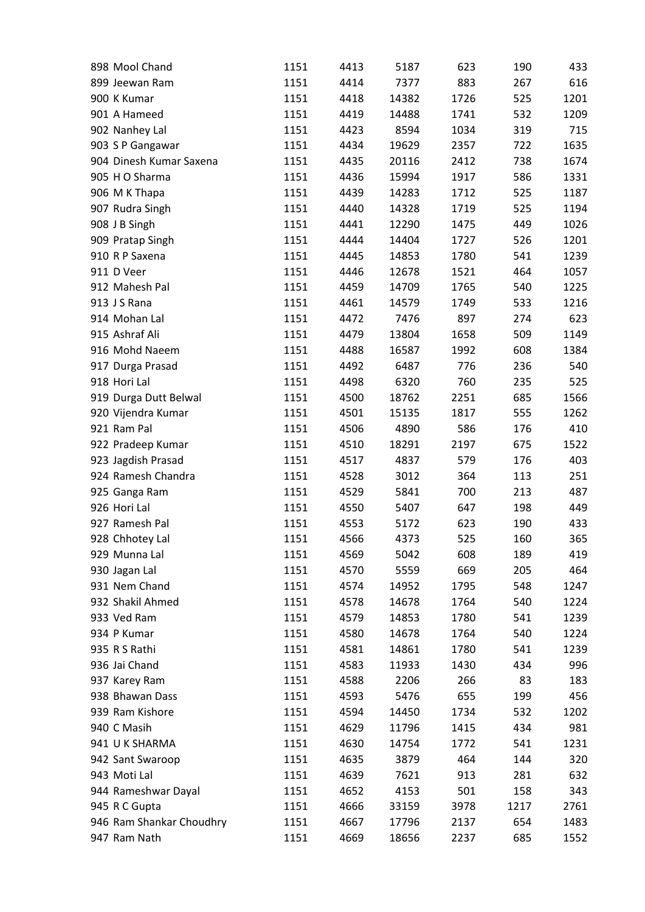| | | | | | | | |
|---|---|---|---|---|---|---|---|
| 898 | Mool Chand | 1151 | 4413 | 5187 | 623 | 190 | 433 |
| 899 | Jeewan Ram | 1151 | 4414 | 7377 | 883 | 267 | 616 |
| 900 | K Kumar | 1151 | 4418 | 14382 | 1726 | 525 | 1201 |
| 901 | A Hameed | 1151 | 4419 | 14488 | 1741 | 532 | 1209 |
| 902 | Nanhey Lal | 1151 | 4423 | 8594 | 1034 | 319 | 715 |
| 903 | S P Gangawar | 1151 | 4434 | 19629 | 2357 | 722 | 1635 |
| 904 | Dinesh Kumar Saxena | 1151 | 4435 | 20116 | 2412 | 738 | 1674 |
| 905 | H O Sharma | 1151 | 4436 | 15994 | 1917 | 586 | 1331 |
| 906 | M K Thapa | 1151 | 4439 | 14283 | 1712 | 525 | 1187 |
| 907 | Rudra Singh | 1151 | 4440 | 14328 | 1719 | 525 | 1194 |
| 908 | J B Singh | 1151 | 4441 | 12290 | 1475 | 449 | 1026 |
| 909 | Pratap Singh | 1151 | 4444 | 14404 | 1727 | 526 | 1201 |
| 910 | R P Saxena | 1151 | 4445 | 14853 | 1780 | 541 | 1239 |
| 911 | D Veer | 1151 | 4446 | 12678 | 1521 | 464 | 1057 |
| 912 | Mahesh Pal | 1151 | 4459 | 14709 | 1765 | 540 | 1225 |
| 913 | J S Rana | 1151 | 4461 | 14579 | 1749 | 533 | 1216 |
| 914 | Mohan Lal | 1151 | 4472 | 7476 | 897 | 274 | 623 |
| 915 | Ashraf Ali | 1151 | 4479 | 13804 | 1658 | 509 | 1149 |
| 916 | Mohd Naeem | 1151 | 4488 | 16587 | 1992 | 608 | 1384 |
| 917 | Durga Prasad | 1151 | 4492 | 6487 | 776 | 236 | 540 |
| 918 | Hori Lal | 1151 | 4498 | 6320 | 760 | 235 | 525 |
| 919 | Durga Dutt Belwal | 1151 | 4500 | 18762 | 2251 | 685 | 1566 |
| 920 | Vijendra Kumar | 1151 | 4501 | 15135 | 1817 | 555 | 1262 |
| 921 | Ram Pal | 1151 | 4506 | 4890 | 586 | 176 | 410 |
| 922 | Pradeep Kumar | 1151 | 4510 | 18291 | 2197 | 675 | 1522 |
| 923 | Jagdish Prasad | 1151 | 4517 | 4837 | 579 | 176 | 403 |
| 924 | Ramesh Chandra | 1151 | 4528 | 3012 | 364 | 113 | 251 |
| 925 | Ganga Ram | 1151 | 4529 | 5841 | 700 | 213 | 487 |
| 926 | Hori Lal | 1151 | 4550 | 5407 | 647 | 198 | 449 |
| 927 | Ramesh Pal | 1151 | 4553 | 5172 | 623 | 190 | 433 |
| 928 | Chhotey Lal | 1151 | 4566 | 4373 | 525 | 160 | 365 |
| 929 | Munna Lal | 1151 | 4569 | 5042 | 608 | 189 | 419 |
| 930 | Jagan Lal | 1151 | 4570 | 5559 | 669 | 205 | 464 |
| 931 | Nem Chand | 1151 | 4574 | 14952 | 1795 | 548 | 1247 |
| 932 | Shakil Ahmed | 1151 | 4578 | 14678 | 1764 | 540 | 1224 |
| 933 | Ved Ram | 1151 | 4579 | 14853 | 1780 | 541 | 1239 |
| 934 | P Kumar | 1151 | 4580 | 14678 | 1764 | 540 | 1224 |
| 935 | R S Rathi | 1151 | 4581 | 14861 | 1780 | 541 | 1239 |
| 936 | Jai Chand | 1151 | 4583 | 11933 | 1430 | 434 | 996 |
| 937 | Karey Ram | 1151 | 4588 | 2206 | 266 | 83 | 183 |
| 938 | Bhawan Dass | 1151 | 4593 | 5476 | 655 | 199 | 456 |
| 939 | Ram Kishore | 1151 | 4594 | 14450 | 1734 | 532 | 1202 |
| 940 | C Masih | 1151 | 4629 | 11796 | 1415 | 434 | 981 |
| 941 | U K SHARMA | 1151 | 4630 | 14754 | 1772 | 541 | 1231 |
| 942 | Sant Swaroop | 1151 | 4635 | 3879 | 464 | 144 | 320 |
| 943 | Moti Lal | 1151 | 4639 | 7621 | 913 | 281 | 632 |
| 944 | Rameshwar Dayal | 1151 | 4652 | 4153 | 501 | 158 | 343 |
| 945 | R C Gupta | 1151 | 4666 | 33159 | 3978 | 1217 | 2761 |
| 946 | Ram Shankar Choudhry | 1151 | 4667 | 17796 | 2137 | 654 | 1483 |
| 947 | Ram Nath | 1151 | 4669 | 18656 | 2237 | 685 | 1552 |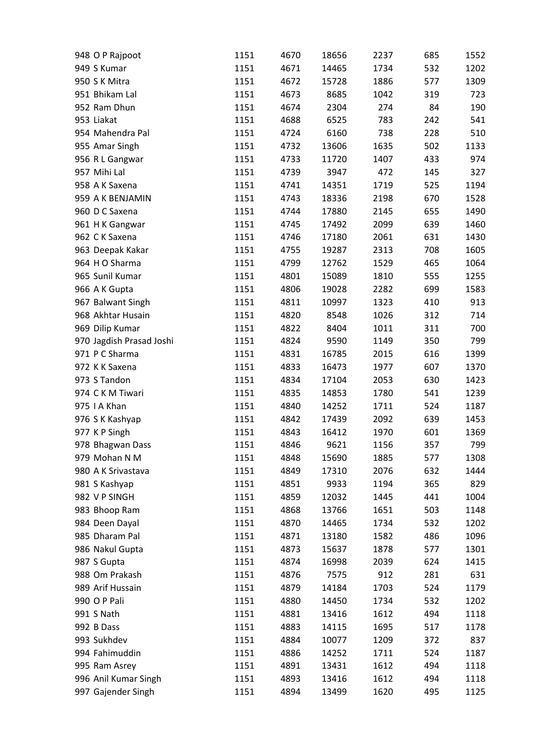| | | | | | | |
|---|---|---|---|---|---|---|
| 948 O P Rajpoot | 1151 | 4670 | 18656 | 2237 | 685 | 1552 |
| 949 S Kumar | 1151 | 4671 | 14465 | 1734 | 532 | 1202 |
| 950 S K Mitra | 1151 | 4672 | 15728 | 1886 | 577 | 1309 |
| 951 Bhikam Lal | 1151 | 4673 | 8685 | 1042 | 319 | 723 |
| 952 Ram Dhun | 1151 | 4674 | 2304 | 274 | 84 | 190 |
| 953 Liakat | 1151 | 4688 | 6525 | 783 | 242 | 541 |
| 954 Mahendra Pal | 1151 | 4724 | 6160 | 738 | 228 | 510 |
| 955 Amar Singh | 1151 | 4732 | 13606 | 1635 | 502 | 1133 |
| 956 R L Gangwar | 1151 | 4733 | 11720 | 1407 | 433 | 974 |
| 957 Mihi Lal | 1151 | 4739 | 3947 | 472 | 145 | 327 |
| 958 A K Saxena | 1151 | 4741 | 14351 | 1719 | 525 | 1194 |
| 959 A K BENJAMIN | 1151 | 4743 | 18336 | 2198 | 670 | 1528 |
| 960 D C Saxena | 1151 | 4744 | 17880 | 2145 | 655 | 1490 |
| 961 H K Gangwar | 1151 | 4745 | 17492 | 2099 | 639 | 1460 |
| 962 C K Saxena | 1151 | 4746 | 17180 | 2061 | 631 | 1430 |
| 963 Deepak Kakar | 1151 | 4755 | 19287 | 2313 | 708 | 1605 |
| 964 H O Sharma | 1151 | 4799 | 12762 | 1529 | 465 | 1064 |
| 965 Sunil Kumar | 1151 | 4801 | 15089 | 1810 | 555 | 1255 |
| 966 A K Gupta | 1151 | 4806 | 19028 | 2282 | 699 | 1583 |
| 967 Balwant Singh | 1151 | 4811 | 10997 | 1323 | 410 | 913 |
| 968 Akhtar Husain | 1151 | 4820 | 8548 | 1026 | 312 | 714 |
| 969 Dilip Kumar | 1151 | 4822 | 8404 | 1011 | 311 | 700 |
| 970 Jagdish Prasad Joshi | 1151 | 4824 | 9590 | 1149 | 350 | 799 |
| 971 P C Sharma | 1151 | 4831 | 16785 | 2015 | 616 | 1399 |
| 972 K K Saxena | 1151 | 4833 | 16473 | 1977 | 607 | 1370 |
| 973 S Tandon | 1151 | 4834 | 17104 | 2053 | 630 | 1423 |
| 974 C K M Tiwari | 1151 | 4835 | 14853 | 1780 | 541 | 1239 |
| 975 I A Khan | 1151 | 4840 | 14252 | 1711 | 524 | 1187 |
| 976 S K Kashyap | 1151 | 4842 | 17439 | 2092 | 639 | 1453 |
| 977 K P Singh | 1151 | 4843 | 16412 | 1970 | 601 | 1369 |
| 978 Bhagwan Dass | 1151 | 4846 | 9621 | 1156 | 357 | 799 |
| 979 Mohan N M | 1151 | 4848 | 15690 | 1885 | 577 | 1308 |
| 980 A K Srivastava | 1151 | 4849 | 17310 | 2076 | 632 | 1444 |
| 981 S Kashyap | 1151 | 4851 | 9933 | 1194 | 365 | 829 |
| 982 V P SINGH | 1151 | 4859 | 12032 | 1445 | 441 | 1004 |
| 983 Bhoop Ram | 1151 | 4868 | 13766 | 1651 | 503 | 1148 |
| 984 Deen Dayal | 1151 | 4870 | 14465 | 1734 | 532 | 1202 |
| 985 Dharam Pal | 1151 | 4871 | 13180 | 1582 | 486 | 1096 |
| 986 Nakul Gupta | 1151 | 4873 | 15637 | 1878 | 577 | 1301 |
| 987 S Gupta | 1151 | 4874 | 16998 | 2039 | 624 | 1415 |
| 988 Om Prakash | 1151 | 4876 | 7575 | 912 | 281 | 631 |
| 989 Arif Hussain | 1151 | 4879 | 14184 | 1703 | 524 | 1179 |
| 990 O P Pali | 1151 | 4880 | 14450 | 1734 | 532 | 1202 |
| 991 S Nath | 1151 | 4881 | 13416 | 1612 | 494 | 1118 |
| 992 B Dass | 1151 | 4883 | 14115 | 1695 | 517 | 1178 |
| 993 Sukhdev | 1151 | 4884 | 10077 | 1209 | 372 | 837 |
| 994 Fahimuddin | 1151 | 4886 | 14252 | 1711 | 524 | 1187 |
| 995 Ram Asrey | 1151 | 4891 | 13431 | 1612 | 494 | 1118 |
| 996 Anil Kumar Singh | 1151 | 4893 | 13416 | 1612 | 494 | 1118 |
| 997 Gajender Singh | 1151 | 4894 | 13499 | 1620 | 495 | 1125 |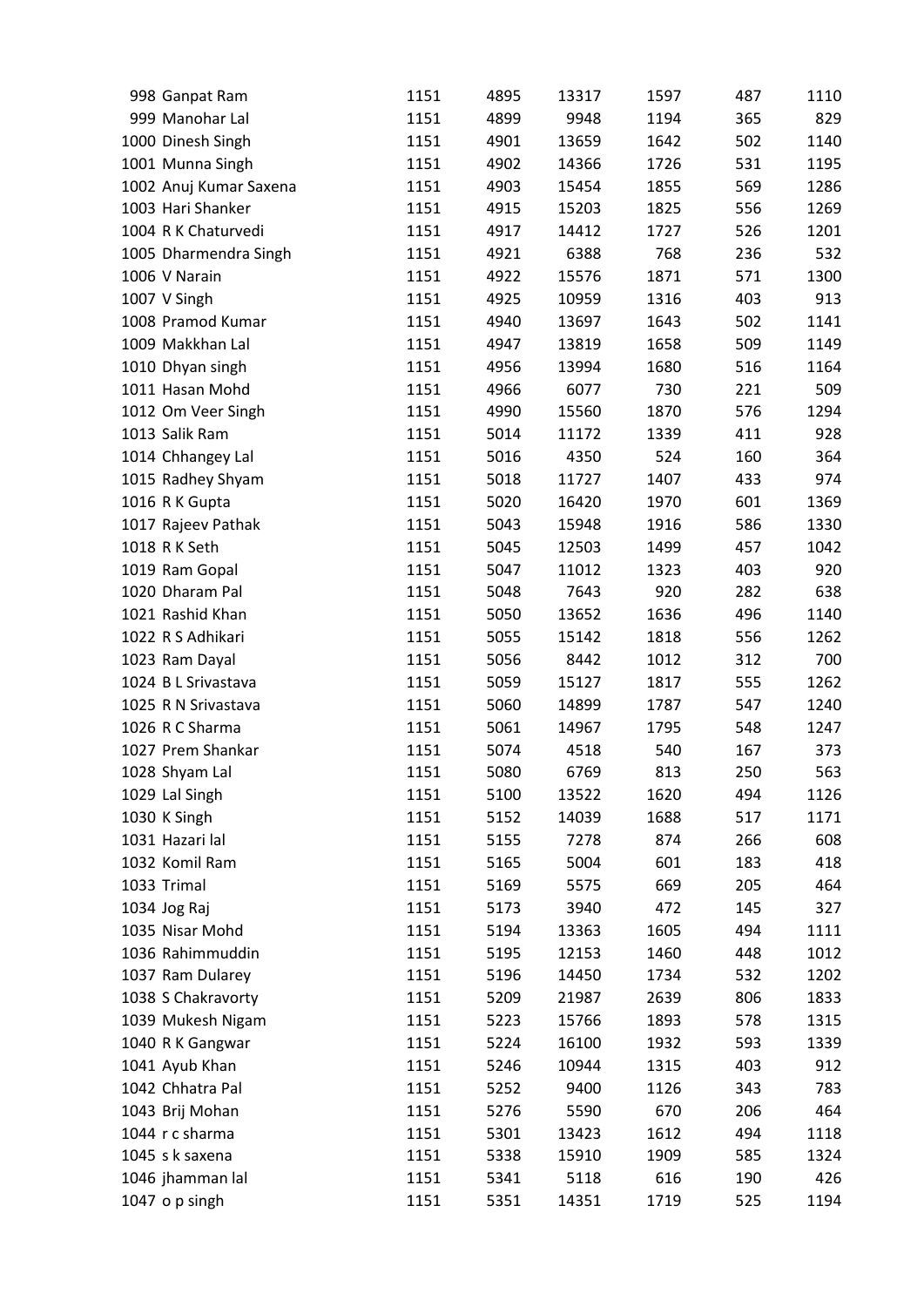| | | | | | | | |
|---|---|---|---|---|---|---|---|
| 998 | Ganpat Ram | 1151 | 4895 | 13317 | 1597 | 487 | 1110 |
| 999 | Manohar Lal | 1151 | 4899 | 9948 | 1194 | 365 | 829 |
| 1000 | Dinesh Singh | 1151 | 4901 | 13659 | 1642 | 502 | 1140 |
| 1001 | Munna Singh | 1151 | 4902 | 14366 | 1726 | 531 | 1195 |
| 1002 | Anuj Kumar Saxena | 1151 | 4903 | 15454 | 1855 | 569 | 1286 |
| 1003 | Hari Shanker | 1151 | 4915 | 15203 | 1825 | 556 | 1269 |
| 1004 | R K Chaturvedi | 1151 | 4917 | 14412 | 1727 | 526 | 1201 |
| 1005 | Dharmendra Singh | 1151 | 4921 | 6388 | 768 | 236 | 532 |
| 1006 | V Narain | 1151 | 4922 | 15576 | 1871 | 571 | 1300 |
| 1007 | V Singh | 1151 | 4925 | 10959 | 1316 | 403 | 913 |
| 1008 | Pramod Kumar | 1151 | 4940 | 13697 | 1643 | 502 | 1141 |
| 1009 | Makkhan Lal | 1151 | 4947 | 13819 | 1658 | 509 | 1149 |
| 1010 | Dhyan singh | 1151 | 4956 | 13994 | 1680 | 516 | 1164 |
| 1011 | Hasan Mohd | 1151 | 4966 | 6077 | 730 | 221 | 509 |
| 1012 | Om Veer Singh | 1151 | 4990 | 15560 | 1870 | 576 | 1294 |
| 1013 | Salik Ram | 1151 | 5014 | 11172 | 1339 | 411 | 928 |
| 1014 | Chhangey Lal | 1151 | 5016 | 4350 | 524 | 160 | 364 |
| 1015 | Radhey Shyam | 1151 | 5018 | 11727 | 1407 | 433 | 974 |
| 1016 | R K Gupta | 1151 | 5020 | 16420 | 1970 | 601 | 1369 |
| 1017 | Rajeev Pathak | 1151 | 5043 | 15948 | 1916 | 586 | 1330 |
| 1018 | R K Seth | 1151 | 5045 | 12503 | 1499 | 457 | 1042 |
| 1019 | Ram Gopal | 1151 | 5047 | 11012 | 1323 | 403 | 920 |
| 1020 | Dharam Pal | 1151 | 5048 | 7643 | 920 | 282 | 638 |
| 1021 | Rashid Khan | 1151 | 5050 | 13652 | 1636 | 496 | 1140 |
| 1022 | R S Adhikari | 1151 | 5055 | 15142 | 1818 | 556 | 1262 |
| 1023 | Ram Dayal | 1151 | 5056 | 8442 | 1012 | 312 | 700 |
| 1024 | B L Srivastava | 1151 | 5059 | 15127 | 1817 | 555 | 1262 |
| 1025 | R N Srivastava | 1151 | 5060 | 14899 | 1787 | 547 | 1240 |
| 1026 | R C Sharma | 1151 | 5061 | 14967 | 1795 | 548 | 1247 |
| 1027 | Prem Shankar | 1151 | 5074 | 4518 | 540 | 167 | 373 |
| 1028 | Shyam Lal | 1151 | 5080 | 6769 | 813 | 250 | 563 |
| 1029 | Lal Singh | 1151 | 5100 | 13522 | 1620 | 494 | 1126 |
| 1030 | K Singh | 1151 | 5152 | 14039 | 1688 | 517 | 1171 |
| 1031 | Hazari lal | 1151 | 5155 | 7278 | 874 | 266 | 608 |
| 1032 | Komil Ram | 1151 | 5165 | 5004 | 601 | 183 | 418 |
| 1033 | Trimal | 1151 | 5169 | 5575 | 669 | 205 | 464 |
| 1034 | Jog Raj | 1151 | 5173 | 3940 | 472 | 145 | 327 |
| 1035 | Nisar Mohd | 1151 | 5194 | 13363 | 1605 | 494 | 1111 |
| 1036 | Rahimmuddin | 1151 | 5195 | 12153 | 1460 | 448 | 1012 |
| 1037 | Ram Dularey | 1151 | 5196 | 14450 | 1734 | 532 | 1202 |
| 1038 | S Chakravorty | 1151 | 5209 | 21987 | 2639 | 806 | 1833 |
| 1039 | Mukesh Nigam | 1151 | 5223 | 15766 | 1893 | 578 | 1315 |
| 1040 | R K Gangwar | 1151 | 5224 | 16100 | 1932 | 593 | 1339 |
| 1041 | Ayub Khan | 1151 | 5246 | 10944 | 1315 | 403 | 912 |
| 1042 | Chhatra Pal | 1151 | 5252 | 9400 | 1126 | 343 | 783 |
| 1043 | Brij Mohan | 1151 | 5276 | 5590 | 670 | 206 | 464 |
| 1044 | r c sharma | 1151 | 5301 | 13423 | 1612 | 494 | 1118 |
| 1045 | s k saxena | 1151 | 5338 | 15910 | 1909 | 585 | 1324 |
| 1046 | jhamman lal | 1151 | 5341 | 5118 | 616 | 190 | 426 |
| 1047 | o p singh | 1151 | 5351 | 14351 | 1719 | 525 | 1194 |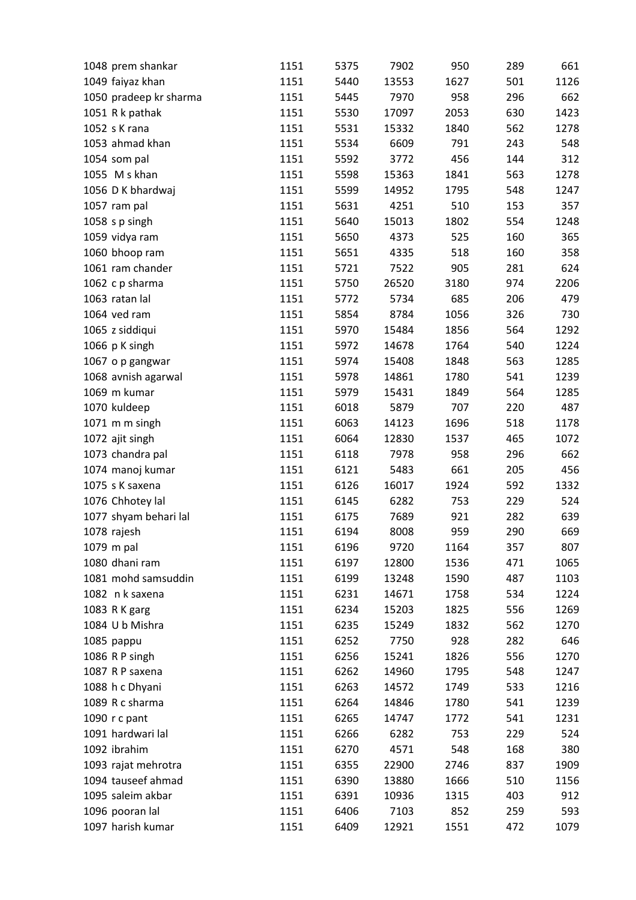| | | | | | | |
|---|---|---|---|---|---|---|
| 1048 prem shankar | 1151 | 5375 | 7902 | 950 | 289 | 661 |
| 1049 faiyaz khan | 1151 | 5440 | 13553 | 1627 | 501 | 1126 |
| 1050 pradeep kr sharma | 1151 | 5445 | 7970 | 958 | 296 | 662 |
| 1051 R k pathak | 1151 | 5530 | 17097 | 2053 | 630 | 1423 |
| 1052 s K rana | 1151 | 5531 | 15332 | 1840 | 562 | 1278 |
| 1053 ahmad khan | 1151 | 5534 | 6609 | 791 | 243 | 548 |
| 1054 som pal | 1151 | 5592 | 3772 | 456 | 144 | 312 |
| 1055 M s khan | 1151 | 5598 | 15363 | 1841 | 563 | 1278 |
| 1056 D K bhardwaj | 1151 | 5599 | 14952 | 1795 | 548 | 1247 |
| 1057 ram pal | 1151 | 5631 | 4251 | 510 | 153 | 357 |
| 1058 s p singh | 1151 | 5640 | 15013 | 1802 | 554 | 1248 |
| 1059 vidya ram | 1151 | 5650 | 4373 | 525 | 160 | 365 |
| 1060 bhoop ram | 1151 | 5651 | 4335 | 518 | 160 | 358 |
| 1061 ram chander | 1151 | 5721 | 7522 | 905 | 281 | 624 |
| 1062 c p sharma | 1151 | 5750 | 26520 | 3180 | 974 | 2206 |
| 1063 ratan lal | 1151 | 5772 | 5734 | 685 | 206 | 479 |
| 1064 ved ram | 1151 | 5854 | 8784 | 1056 | 326 | 730 |
| 1065 z siddiqui | 1151 | 5970 | 15484 | 1856 | 564 | 1292 |
| 1066 p K singh | 1151 | 5972 | 14678 | 1764 | 540 | 1224 |
| 1067 o p gangwar | 1151 | 5974 | 15408 | 1848 | 563 | 1285 |
| 1068 avnish agarwal | 1151 | 5978 | 14861 | 1780 | 541 | 1239 |
| 1069 m kumar | 1151 | 5979 | 15431 | 1849 | 564 | 1285 |
| 1070 kuldeep | 1151 | 6018 | 5879 | 707 | 220 | 487 |
| 1071 m m singh | 1151 | 6063 | 14123 | 1696 | 518 | 1178 |
| 1072 ajit singh | 1151 | 6064 | 12830 | 1537 | 465 | 1072 |
| 1073 chandra pal | 1151 | 6118 | 7978 | 958 | 296 | 662 |
| 1074 manoj kumar | 1151 | 6121 | 5483 | 661 | 205 | 456 |
| 1075 s K saxena | 1151 | 6126 | 16017 | 1924 | 592 | 1332 |
| 1076 Chhotey lal | 1151 | 6145 | 6282 | 753 | 229 | 524 |
| 1077 shyam behari lal | 1151 | 6175 | 7689 | 921 | 282 | 639 |
| 1078 rajesh | 1151 | 6194 | 8008 | 959 | 290 | 669 |
| 1079 m pal | 1151 | 6196 | 9720 | 1164 | 357 | 807 |
| 1080 dhani ram | 1151 | 6197 | 12800 | 1536 | 471 | 1065 |
| 1081 mohd samsuddin | 1151 | 6199 | 13248 | 1590 | 487 | 1103 |
| 1082 n k saxena | 1151 | 6231 | 14671 | 1758 | 534 | 1224 |
| 1083 R K garg | 1151 | 6234 | 15203 | 1825 | 556 | 1269 |
| 1084 U b Mishra | 1151 | 6235 | 15249 | 1832 | 562 | 1270 |
| 1085 pappu | 1151 | 6252 | 7750 | 928 | 282 | 646 |
| 1086 R P singh | 1151 | 6256 | 15241 | 1826 | 556 | 1270 |
| 1087 R P saxena | 1151 | 6262 | 14960 | 1795 | 548 | 1247 |
| 1088 h c Dhyani | 1151 | 6263 | 14572 | 1749 | 533 | 1216 |
| 1089 R c sharma | 1151 | 6264 | 14846 | 1780 | 541 | 1239 |
| 1090 r c pant | 1151 | 6265 | 14747 | 1772 | 541 | 1231 |
| 1091 hardwari lal | 1151 | 6266 | 6282 | 753 | 229 | 524 |
| 1092 ibrahim | 1151 | 6270 | 4571 | 548 | 168 | 380 |
| 1093 rajat mehrotra | 1151 | 6355 | 22900 | 2746 | 837 | 1909 |
| 1094 tauseef ahmad | 1151 | 6390 | 13880 | 1666 | 510 | 1156 |
| 1095 saleim akbar | 1151 | 6391 | 10936 | 1315 | 403 | 912 |
| 1096 pooran lal | 1151 | 6406 | 7103 | 852 | 259 | 593 |
| 1097 harish kumar | 1151 | 6409 | 12921 | 1551 | 472 | 1079 |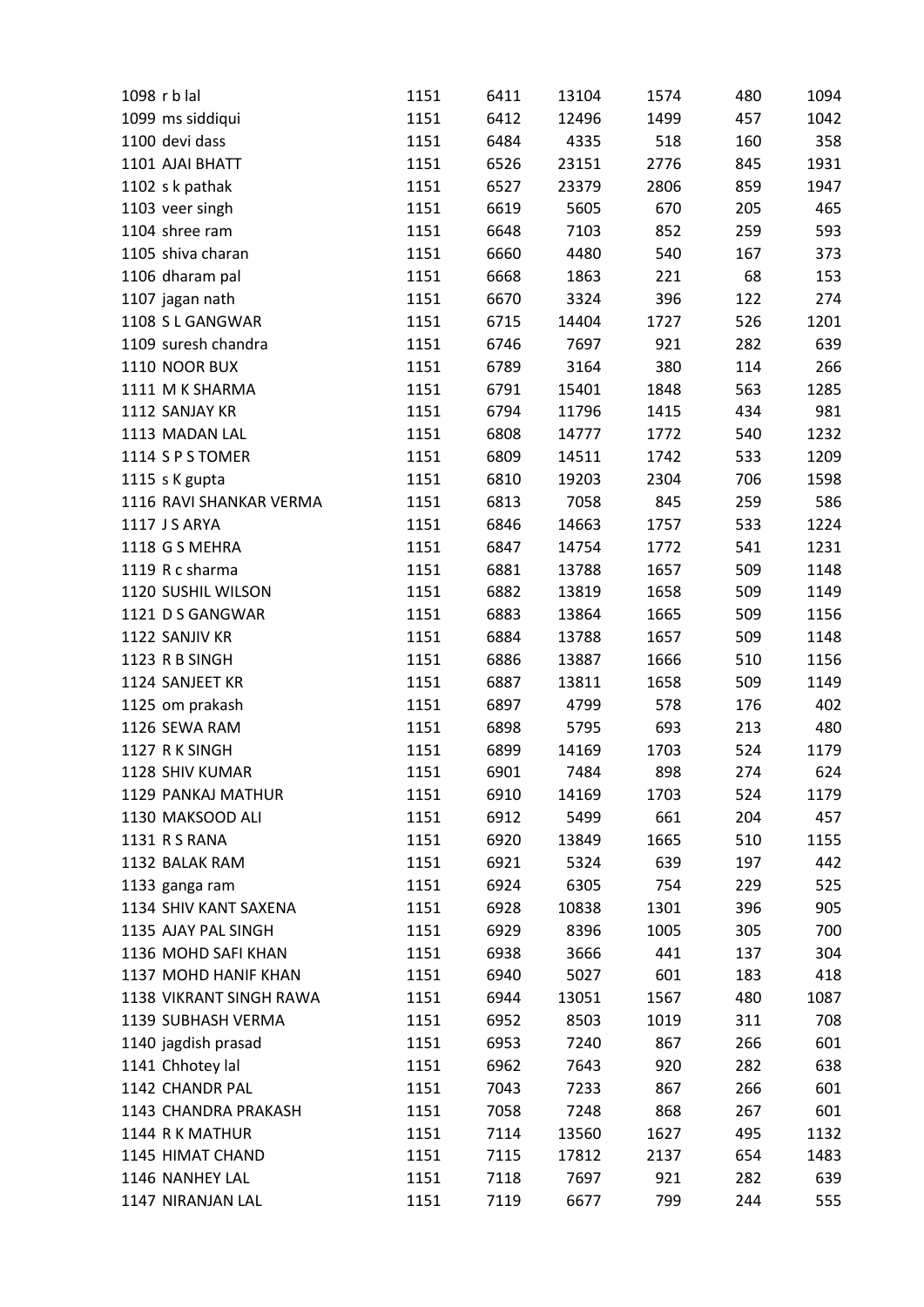| | | | | | | |
|---|---|---|---|---|---|---|
| 1098 r b lal | 1151 | 6411 | 13104 | 1574 | 480 | 1094 |
| 1099 ms siddiqui | 1151 | 6412 | 12496 | 1499 | 457 | 1042 |
| 1100 devi dass | 1151 | 6484 | 4335 | 518 | 160 | 358 |
| 1101 AJAI BHATT | 1151 | 6526 | 23151 | 2776 | 845 | 1931 |
| 1102 s k pathak | 1151 | 6527 | 23379 | 2806 | 859 | 1947 |
| 1103 veer singh | 1151 | 6619 | 5605 | 670 | 205 | 465 |
| 1104 shree ram | 1151 | 6648 | 7103 | 852 | 259 | 593 |
| 1105 shiva charan | 1151 | 6660 | 4480 | 540 | 167 | 373 |
| 1106 dharam pal | 1151 | 6668 | 1863 | 221 | 68 | 153 |
| 1107 jagan nath | 1151 | 6670 | 3324 | 396 | 122 | 274 |
| 1108 S L GANGWAR | 1151 | 6715 | 14404 | 1727 | 526 | 1201 |
| 1109 suresh chandra | 1151 | 6746 | 7697 | 921 | 282 | 639 |
| 1110 NOOR BUX | 1151 | 6789 | 3164 | 380 | 114 | 266 |
| 1111 M K SHARMA | 1151 | 6791 | 15401 | 1848 | 563 | 1285 |
| 1112 SANJAY KR | 1151 | 6794 | 11796 | 1415 | 434 | 981 |
| 1113 MADAN LAL | 1151 | 6808 | 14777 | 1772 | 540 | 1232 |
| 1114 S P S TOMER | 1151 | 6809 | 14511 | 1742 | 533 | 1209 |
| 1115 s K gupta | 1151 | 6810 | 19203 | 2304 | 706 | 1598 |
| 1116 RAVI SHANKAR VERMA | 1151 | 6813 | 7058 | 845 | 259 | 586 |
| 1117 J S ARYA | 1151 | 6846 | 14663 | 1757 | 533 | 1224 |
| 1118 G S MEHRA | 1151 | 6847 | 14754 | 1772 | 541 | 1231 |
| 1119 R c sharma | 1151 | 6881 | 13788 | 1657 | 509 | 1148 |
| 1120 SUSHIL WILSON | 1151 | 6882 | 13819 | 1658 | 509 | 1149 |
| 1121 D S GANGWAR | 1151 | 6883 | 13864 | 1665 | 509 | 1156 |
| 1122 SANJIV KR | 1151 | 6884 | 13788 | 1657 | 509 | 1148 |
| 1123 R B SINGH | 1151 | 6886 | 13887 | 1666 | 510 | 1156 |
| 1124 SANJEET KR | 1151 | 6887 | 13811 | 1658 | 509 | 1149 |
| 1125 om prakash | 1151 | 6897 | 4799 | 578 | 176 | 402 |
| 1126 SEWA RAM | 1151 | 6898 | 5795 | 693 | 213 | 480 |
| 1127 R K SINGH | 1151 | 6899 | 14169 | 1703 | 524 | 1179 |
| 1128 SHIV KUMAR | 1151 | 6901 | 7484 | 898 | 274 | 624 |
| 1129 PANKAJ MATHUR | 1151 | 6910 | 14169 | 1703 | 524 | 1179 |
| 1130 MAKSOOD ALI | 1151 | 6912 | 5499 | 661 | 204 | 457 |
| 1131 R S RANA | 1151 | 6920 | 13849 | 1665 | 510 | 1155 |
| 1132 BALAK RAM | 1151 | 6921 | 5324 | 639 | 197 | 442 |
| 1133 ganga ram | 1151 | 6924 | 6305 | 754 | 229 | 525 |
| 1134 SHIV KANT SAXENA | 1151 | 6928 | 10838 | 1301 | 396 | 905 |
| 1135 AJAY PAL SINGH | 1151 | 6929 | 8396 | 1005 | 305 | 700 |
| 1136 MOHD SAFI KHAN | 1151 | 6938 | 3666 | 441 | 137 | 304 |
| 1137 MOHD HANIF KHAN | 1151 | 6940 | 5027 | 601 | 183 | 418 |
| 1138 VIKRANT SINGH RAWA | 1151 | 6944 | 13051 | 1567 | 480 | 1087 |
| 1139 SUBHASH VERMA | 1151 | 6952 | 8503 | 1019 | 311 | 708 |
| 1140 jagdish prasad | 1151 | 6953 | 7240 | 867 | 266 | 601 |
| 1141 Chhotey lal | 1151 | 6962 | 7643 | 920 | 282 | 638 |
| 1142 CHANDR PAL | 1151 | 7043 | 7233 | 867 | 266 | 601 |
| 1143 CHANDRA PRAKASH | 1151 | 7058 | 7248 | 868 | 267 | 601 |
| 1144 R K MATHUR | 1151 | 7114 | 13560 | 1627 | 495 | 1132 |
| 1145 HIMAT CHAND | 1151 | 7115 | 17812 | 2137 | 654 | 1483 |
| 1146 NANHEY LAL | 1151 | 7118 | 7697 | 921 | 282 | 639 |
| 1147 NIRANJAN LAL | 1151 | 7119 | 6677 | 799 | 244 | 555 |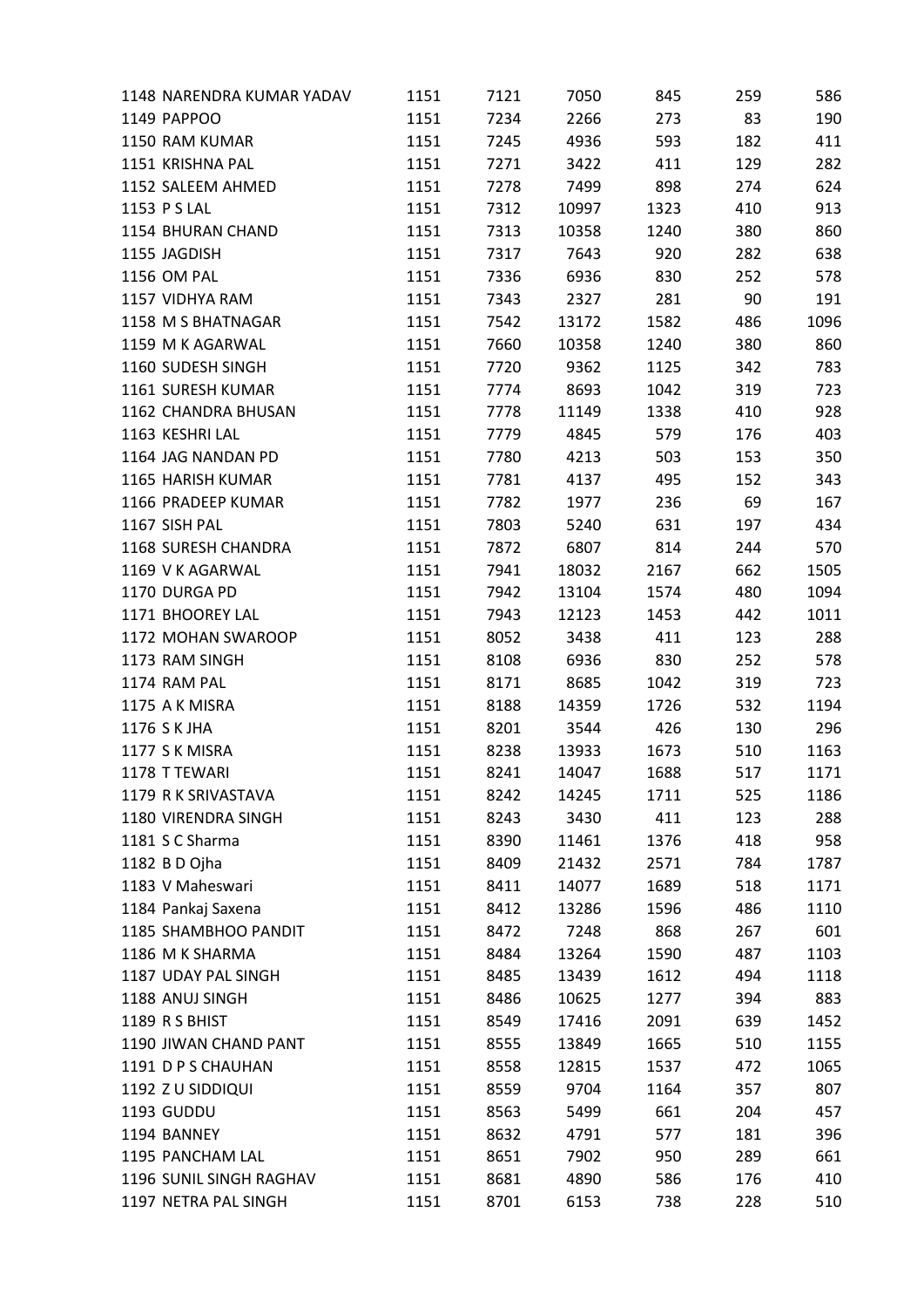| | | | | | | | |
|---|---|---|---|---|---|---|---|
| 1148 | NARENDRA KUMAR YADAV | 1151 | 7121 | 7050 | 845 | 259 | 586 |
| 1149 | PAPPOO | 1151 | 7234 | 2266 | 273 | 83 | 190 |
| 1150 | RAM KUMAR | 1151 | 7245 | 4936 | 593 | 182 | 411 |
| 1151 | KRISHNA PAL | 1151 | 7271 | 3422 | 411 | 129 | 282 |
| 1152 | SALEEM AHMED | 1151 | 7278 | 7499 | 898 | 274 | 624 |
| 1153 | P S LAL | 1151 | 7312 | 10997 | 1323 | 410 | 913 |
| 1154 | BHURAN CHAND | 1151 | 7313 | 10358 | 1240 | 380 | 860 |
| 1155 | JAGDISH | 1151 | 7317 | 7643 | 920 | 282 | 638 |
| 1156 | OM PAL | 1151 | 7336 | 6936 | 830 | 252 | 578 |
| 1157 | VIDHYA RAM | 1151 | 7343 | 2327 | 281 | 90 | 191 |
| 1158 | M S BHATNAGAR | 1151 | 7542 | 13172 | 1582 | 486 | 1096 |
| 1159 | M K AGARWAL | 1151 | 7660 | 10358 | 1240 | 380 | 860 |
| 1160 | SUDESH SINGH | 1151 | 7720 | 9362 | 1125 | 342 | 783 |
| 1161 | SURESH KUMAR | 1151 | 7774 | 8693 | 1042 | 319 | 723 |
| 1162 | CHANDRA BHUSAN | 1151 | 7778 | 11149 | 1338 | 410 | 928 |
| 1163 | KESHRI LAL | 1151 | 7779 | 4845 | 579 | 176 | 403 |
| 1164 | JAG NANDAN PD | 1151 | 7780 | 4213 | 503 | 153 | 350 |
| 1165 | HARISH KUMAR | 1151 | 7781 | 4137 | 495 | 152 | 343 |
| 1166 | PRADEEP KUMAR | 1151 | 7782 | 1977 | 236 | 69 | 167 |
| 1167 | SISH PAL | 1151 | 7803 | 5240 | 631 | 197 | 434 |
| 1168 | SURESH CHANDRA | 1151 | 7872 | 6807 | 814 | 244 | 570 |
| 1169 | V K AGARWAL | 1151 | 7941 | 18032 | 2167 | 662 | 1505 |
| 1170 | DURGA PD | 1151 | 7942 | 13104 | 1574 | 480 | 1094 |
| 1171 | BHOOREY LAL | 1151 | 7943 | 12123 | 1453 | 442 | 1011 |
| 1172 | MOHAN SWAROOP | 1151 | 8052 | 3438 | 411 | 123 | 288 |
| 1173 | RAM SINGH | 1151 | 8108 | 6936 | 830 | 252 | 578 |
| 1174 | RAM PAL | 1151 | 8171 | 8685 | 1042 | 319 | 723 |
| 1175 | A K MISRA | 1151 | 8188 | 14359 | 1726 | 532 | 1194 |
| 1176 | S K JHA | 1151 | 8201 | 3544 | 426 | 130 | 296 |
| 1177 | S K MISRA | 1151 | 8238 | 13933 | 1673 | 510 | 1163 |
| 1178 | T TEWARI | 1151 | 8241 | 14047 | 1688 | 517 | 1171 |
| 1179 | R K SRIVASTAVA | 1151 | 8242 | 14245 | 1711 | 525 | 1186 |
| 1180 | VIRENDRA SINGH | 1151 | 8243 | 3430 | 411 | 123 | 288 |
| 1181 | S C Sharma | 1151 | 8390 | 11461 | 1376 | 418 | 958 |
| 1182 | B D Ojha | 1151 | 8409 | 21432 | 2571 | 784 | 1787 |
| 1183 | V Maheswari | 1151 | 8411 | 14077 | 1689 | 518 | 1171 |
| 1184 | Pankaj Saxena | 1151 | 8412 | 13286 | 1596 | 486 | 1110 |
| 1185 | SHAMBHOO PANDIT | 1151 | 8472 | 7248 | 868 | 267 | 601 |
| 1186 | M K SHARMA | 1151 | 8484 | 13264 | 1590 | 487 | 1103 |
| 1187 | UDAY PAL SINGH | 1151 | 8485 | 13439 | 1612 | 494 | 1118 |
| 1188 | ANUJ SINGH | 1151 | 8486 | 10625 | 1277 | 394 | 883 |
| 1189 | R S BHIST | 1151 | 8549 | 17416 | 2091 | 639 | 1452 |
| 1190 | JIWAN CHAND PANT | 1151 | 8555 | 13849 | 1665 | 510 | 1155 |
| 1191 | D P S CHAUHAN | 1151 | 8558 | 12815 | 1537 | 472 | 1065 |
| 1192 | Z U SIDDIQUI | 1151 | 8559 | 9704 | 1164 | 357 | 807 |
| 1193 | GUDDU | 1151 | 8563 | 5499 | 661 | 204 | 457 |
| 1194 | BANNEY | 1151 | 8632 | 4791 | 577 | 181 | 396 |
| 1195 | PANCHAM LAL | 1151 | 8651 | 7902 | 950 | 289 | 661 |
| 1196 | SUNIL SINGH RAGHAV | 1151 | 8681 | 4890 | 586 | 176 | 410 |
| 1197 | NETRA PAL SINGH | 1151 | 8701 | 6153 | 738 | 228 | 510 |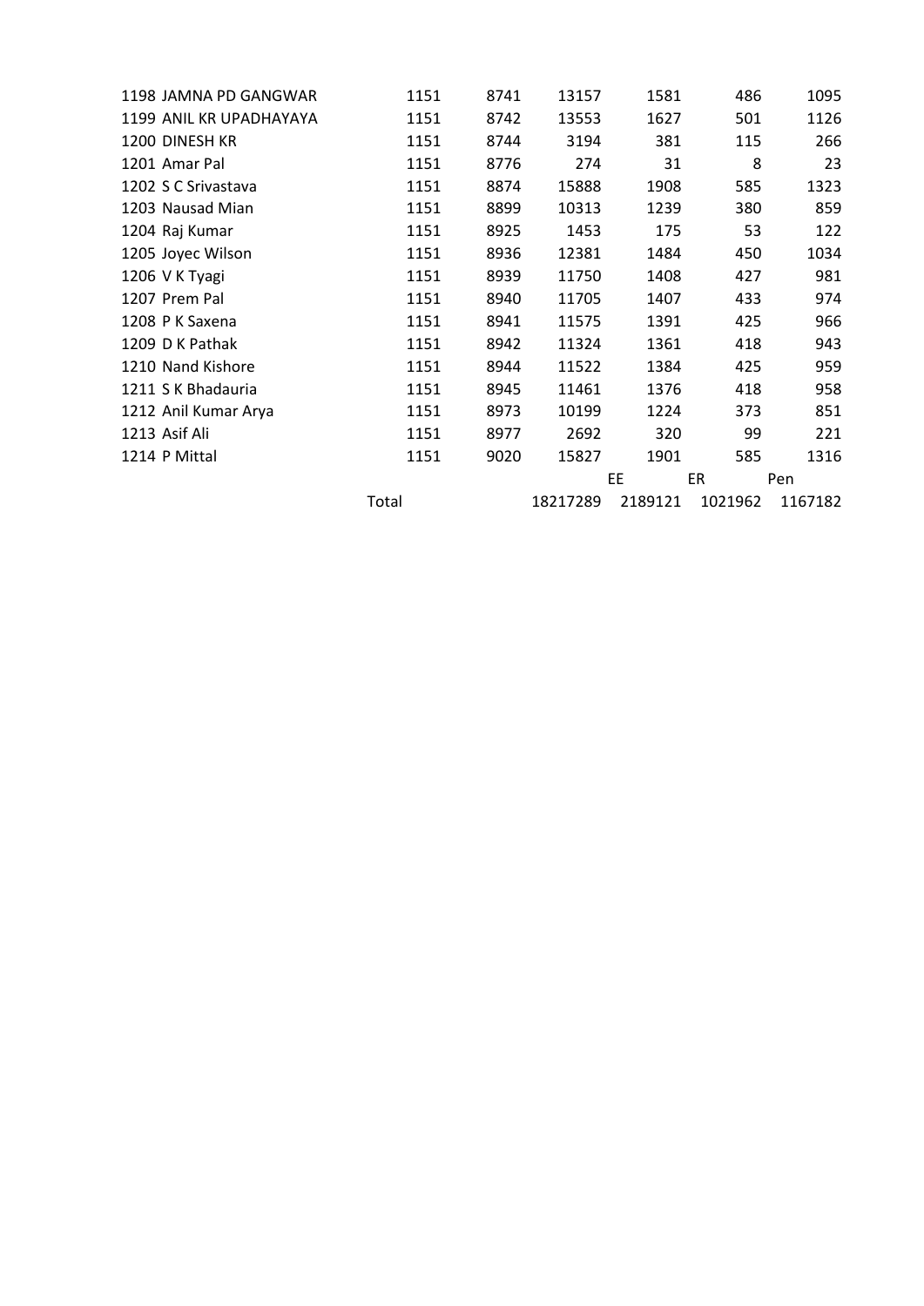| | | | | | | | |
|---|---|---|---|---|---|---|---|
| 1198 | JAMNA PD GANGWAR | 1151 | 8741 | 13157 | 1581 | 486 | 1095 |
| 1199 | ANIL KR UPADHAYAYA | 1151 | 8742 | 13553 | 1627 | 501 | 1126 |
| 1200 | DINESH KR | 1151 | 8744 | 3194 | 381 | 115 | 266 |
| 1201 | Amar Pal | 1151 | 8776 | 274 | 31 | 8 | 23 |
| 1202 | S C Srivastava | 1151 | 8874 | 15888 | 1908 | 585 | 1323 |
| 1203 | Nausad Mian | 1151 | 8899 | 10313 | 1239 | 380 | 859 |
| 1204 | Raj Kumar | 1151 | 8925 | 1453 | 175 | 53 | 122 |
| 1205 | Joyec Wilson | 1151 | 8936 | 12381 | 1484 | 450 | 1034 |
| 1206 | V K Tyagi | 1151 | 8939 | 11750 | 1408 | 427 | 981 |
| 1207 | Prem Pal | 1151 | 8940 | 11705 | 1407 | 433 | 974 |
| 1208 | P K Saxena | 1151 | 8941 | 11575 | 1391 | 425 | 966 |
| 1209 | D K Pathak | 1151 | 8942 | 11324 | 1361 | 418 | 943 |
| 1210 | Nand Kishore | 1151 | 8944 | 11522 | 1384 | 425 | 959 |
| 1211 | S K Bhadauria | 1151 | 8945 | 11461 | 1376 | 418 | 958 |
| 1212 | Anil Kumar Arya | 1151 | 8973 | 10199 | 1224 | 373 | 851 |
| 1213 | Asif Ali | 1151 | 8977 | 2692 | 320 | 99 | 221 |
| 1214 | P Mittal | 1151 | 9020 | 15827 | 1901 | 585 | 1316 |
| | | | | | EE | ER | Pen |
| | Total | | | 18217289 | 2189121 | 1021962 | 1167182 |